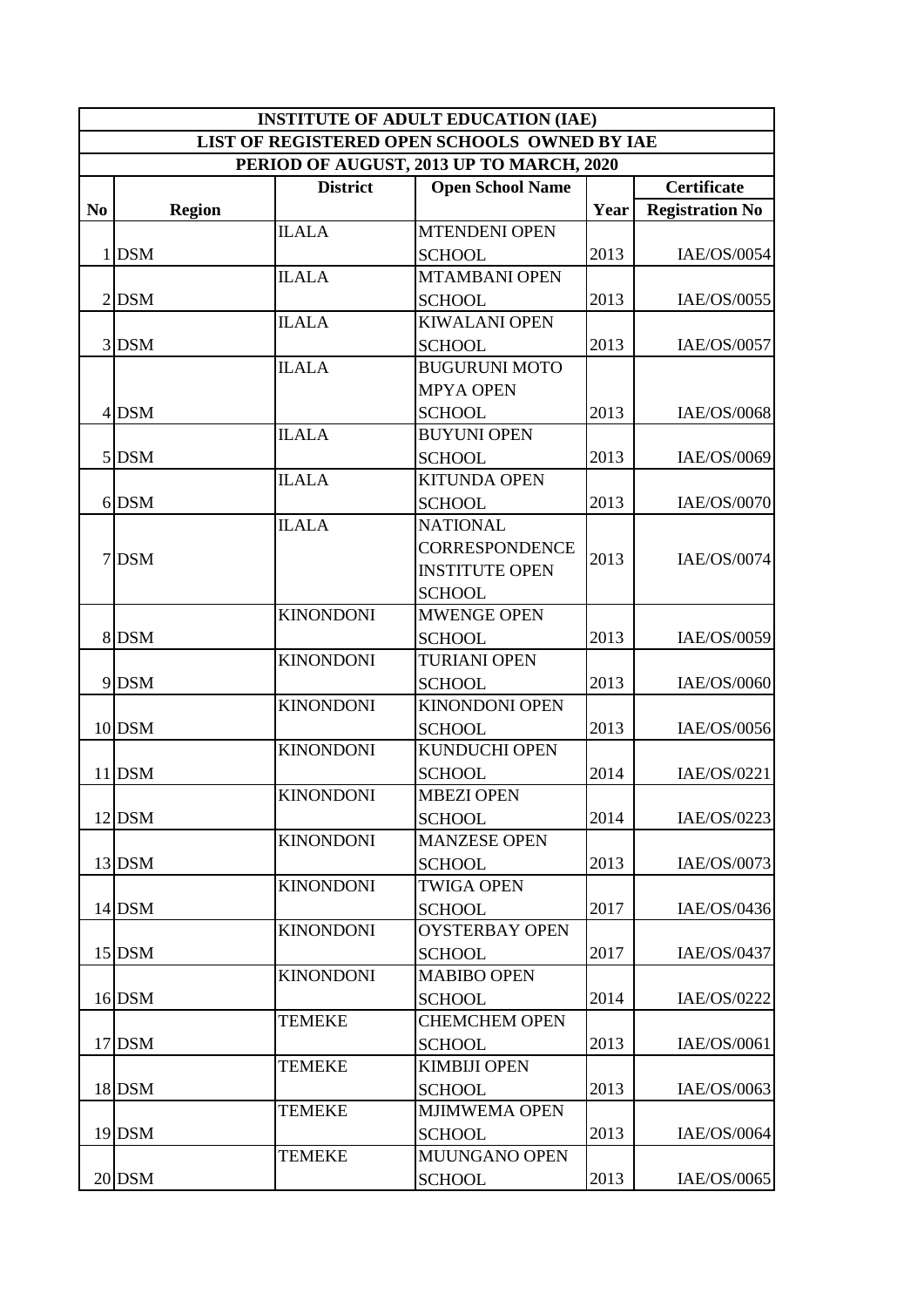| INSTITUTE OF ADULT EDUCATION (IAE) | | | | | |
|---|---|---|---|---|---|
| LIST OF REGISTERED OPEN SCHOOLS OWNED BY IAE | | | | | |
| PERIOD OF AUGUST, 2013 UP TO MARCH, 2020 | | | | | |
| **No** | **Region** | **District** | **Open School Name** | **Year** | **Certificate Registration No** |
| 1 | DSM | ILALA | MTENDENI OPEN SCHOOL | 2013 | IAE/OS/0054 |
| 2 | DSM | ILALA | MTAMBANI OPEN SCHOOL | 2013 | IAE/OS/0055 |
| 3 | DSM | ILALA | KIWALANI OPEN SCHOOL | 2013 | IAE/OS/0057 |
| 4 | DSM | ILALA | BUGURUNI MOTO MPYA OPEN SCHOOL | 2013 | IAE/OS/0068 |
| 5 | DSM | ILALA | BUYUNI OPEN SCHOOL | 2013 | IAE/OS/0069 |
| 6 | DSM | ILALA | KITUNDA OPEN SCHOOL | 2013 | IAE/OS/0070 |
| 7 | DSM | ILALA | NATIONAL CORRESPONDENCE INSTITUTE OPEN SCHOOL | 2013 | IAE/OS/0074 |
| 8 | DSM | KINONDONI | MWENGE OPEN SCHOOL | 2013 | IAE/OS/0059 |
| 9 | DSM | KINONDONI | TURIANI OPEN SCHOOL | 2013 | IAE/OS/0060 |
| 10 | DSM | KINONDONI | KINONDONI OPEN SCHOOL | 2013 | IAE/OS/0056 |
| 11 | DSM | KINONDONI | KUNDUCHI OPEN SCHOOL | 2014 | IAE/OS/0221 |
| 12 | DSM | KINONDONI | MBEZI OPEN SCHOOL | 2014 | IAE/OS/0223 |
| 13 | DSM | KINONDONI | MANZESE OPEN SCHOOL | 2013 | IAE/OS/0073 |
| 14 | DSM | KINONDONI | TWIGA OPEN SCHOOL | 2017 | IAE/OS/0436 |
| 15 | DSM | KINONDONI | OYSTERBAY OPEN SCHOOL | 2017 | IAE/OS/0437 |
| 16 | DSM | KINONDONI | MABIBO OPEN SCHOOL | 2014 | IAE/OS/0222 |
| 17 | DSM | TEMEKE | CHEMCHEM OPEN SCHOOL | 2013 | IAE/OS/0061 |
| 18 | DSM | TEMEKE | KIMBIJI OPEN SCHOOL | 2013 | IAE/OS/0063 |
| 19 | DSM | TEMEKE | MJIMWEMA OPEN SCHOOL | 2013 | IAE/OS/0064 |
| 20 | DSM | TEMEKE | MUUNGANO OPEN SCHOOL | 2013 | IAE/OS/0065 |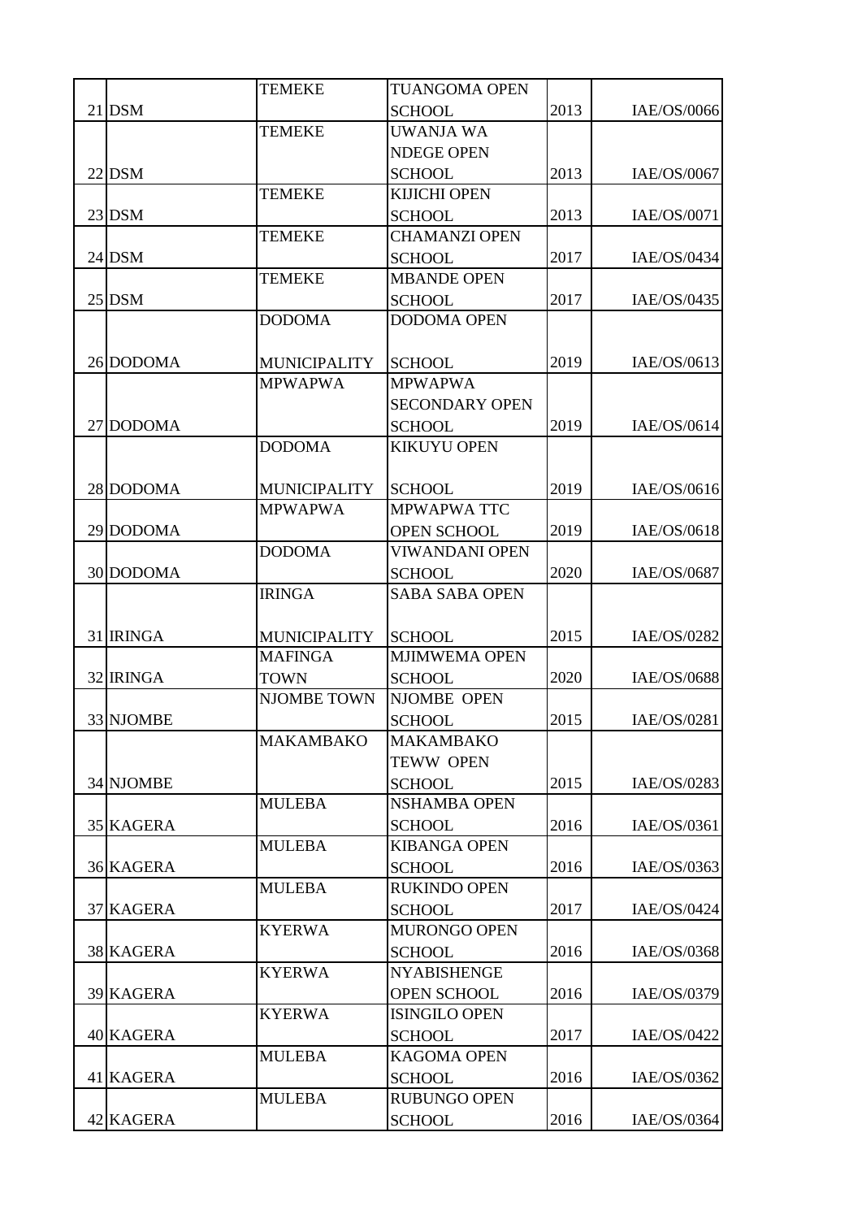| | | | | | |
|---|---|---|---|---|---|
| 21 | DSM | TEMEKE | TUANGOMA OPEN SCHOOL | 2013 | IAE/OS/0066 |
| 22 | DSM | TEMEKE | UWANJA WA NDEGE OPEN SCHOOL | 2013 | IAE/OS/0067 |
| 23 | DSM | TEMEKE | KIJICHI OPEN SCHOOL | 2013 | IAE/OS/0071 |
| 24 | DSM | TEMEKE | CHAMANZI OPEN SCHOOL | 2017 | IAE/OS/0434 |
| 25 | DSM | TEMEKE | MBANDE OPEN SCHOOL | 2017 | IAE/OS/0435 |
| 26 | DODOMA | DODOMA MUNICIPALITY | DODOMA OPEN SCHOOL | 2019 | IAE/OS/0613 |
| 27 | DODOMA | MPWAPWA | MPWAPWA SECONDARY OPEN SCHOOL | 2019 | IAE/OS/0614 |
| 28 | DODOMA | DODOMA MUNICIPALITY | KIKUYU OPEN SCHOOL | 2019 | IAE/OS/0616 |
| 29 | DODOMA | MPWAPWA | MPWAPWA TTC OPEN SCHOOL | 2019 | IAE/OS/0618 |
| 30 | DODOMA | DODOMA | VIWANDANI OPEN SCHOOL | 2020 | IAE/OS/0687 |
| 31 | IRINGA | IRINGA MUNICIPALITY | SABA SABA OPEN SCHOOL | 2015 | IAE/OS/0282 |
| 32 | IRINGA | MAFINGA TOWN | MJIMWEMA OPEN SCHOOL | 2020 | IAE/OS/0688 |
| 33 | NJOMBE | NJOMBE TOWN | NJOMBE OPEN SCHOOL | 2015 | IAE/OS/0281 |
| 34 | NJOMBE | MAKAMBAKO | MAKAMBAKO TEWW OPEN SCHOOL | 2015 | IAE/OS/0283 |
| 35 | KAGERA | MULEBA | NSHAMBA OPEN SCHOOL | 2016 | IAE/OS/0361 |
| 36 | KAGERA | MULEBA | KIBANGA OPEN SCHOOL | 2016 | IAE/OS/0363 |
| 37 | KAGERA | MULEBA | RUKINDO OPEN SCHOOL | 2017 | IAE/OS/0424 |
| 38 | KAGERA | KYERWA | MURONGO OPEN SCHOOL | 2016 | IAE/OS/0368 |
| 39 | KAGERA | KYERWA | NYABISHENGE OPEN SCHOOL | 2016 | IAE/OS/0379 |
| 40 | KAGERA | KYERWA | ISINGILO OPEN SCHOOL | 2017 | IAE/OS/0422 |
| 41 | KAGERA | MULEBA | KAGOMA OPEN SCHOOL | 2016 | IAE/OS/0362 |
| 42 | KAGERA | MULEBA | RUBUNGO OPEN SCHOOL | 2016 | IAE/OS/0364 |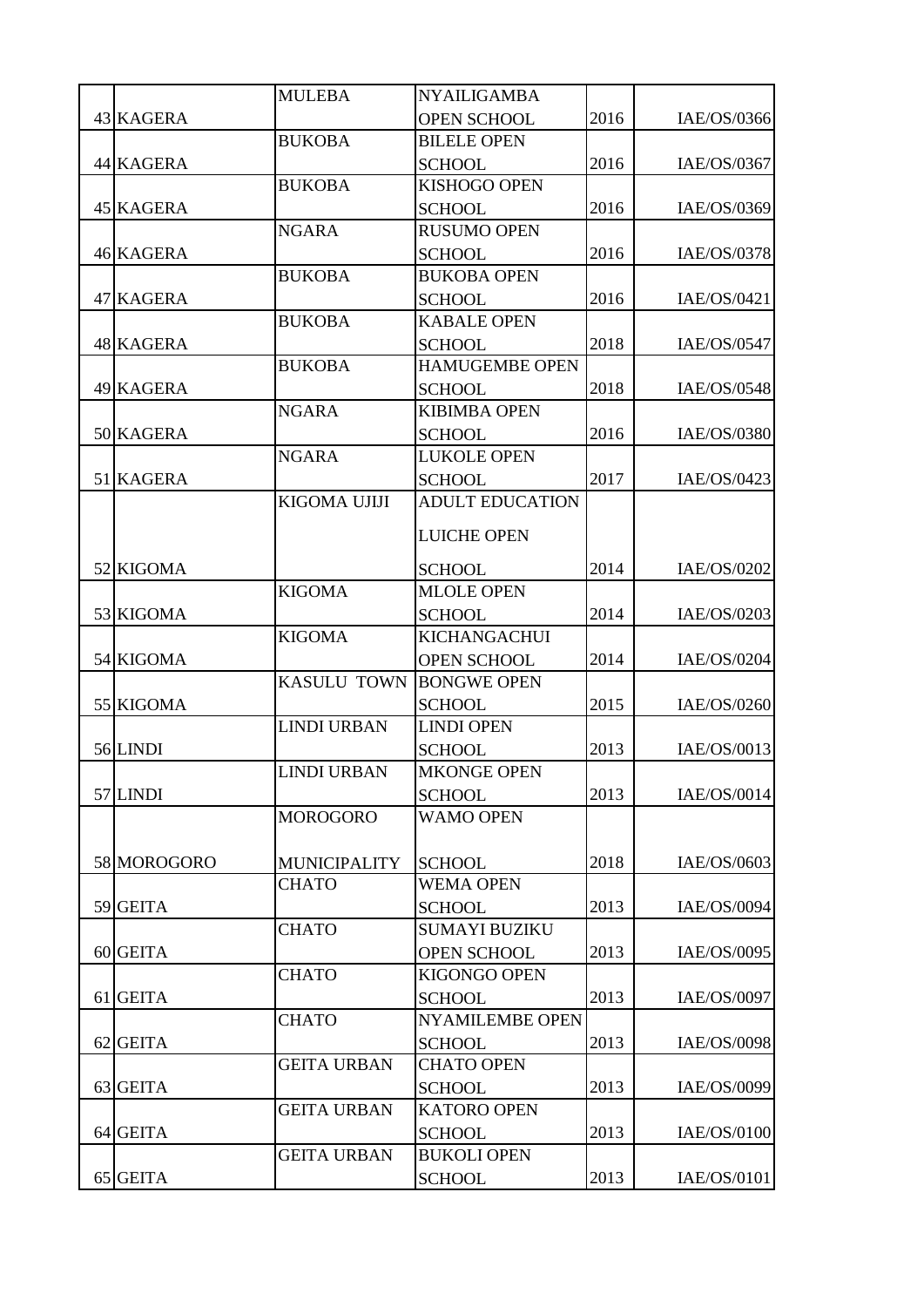| | | | | | |
|---|---|---|---|---|---|
| 43 | KAGERA | MULEBA | NYAILIGAMBA OPEN SCHOOL | 2016 | IAE/OS/0366 |
| 44 | KAGERA | BUKOBA | BILELE OPEN SCHOOL | 2016 | IAE/OS/0367 |
| 45 | KAGERA | BUKOBA | KISHOGO OPEN SCHOOL | 2016 | IAE/OS/0369 |
| 46 | KAGERA | NGARA | RUSUMO OPEN SCHOOL | 2016 | IAE/OS/0378 |
| 47 | KAGERA | BUKOBA | BUKOBA OPEN SCHOOL | 2016 | IAE/OS/0421 |
| 48 | KAGERA | BUKOBA | KABALE OPEN SCHOOL | 2018 | IAE/OS/0547 |
| 49 | KAGERA | BUKOBA | HAMUGEMBE OPEN SCHOOL | 2018 | IAE/OS/0548 |
| 50 | KAGERA | NGARA | KIBIMBA OPEN SCHOOL | 2016 | IAE/OS/0380 |
| 51 | KAGERA | NGARA | LUKOLE OPEN SCHOOL | 2017 | IAE/OS/0423 |
| 52 | KIGOMA | KIGOMA UJIJI | ADULT EDUCATION LUICHE OPEN SCHOOL | 2014 | IAE/OS/0202 |
| 53 | KIGOMA | KIGOMA | MLOLE OPEN SCHOOL | 2014 | IAE/OS/0203 |
| 54 | KIGOMA | KIGOMA | KICHANGACHUI OPEN SCHOOL | 2014 | IAE/OS/0204 |
| 55 | KIGOMA | KASULU TOWN | BONGWE OPEN SCHOOL | 2015 | IAE/OS/0260 |
| 56 | LINDI | LINDI URBAN | LINDI OPEN SCHOOL | 2013 | IAE/OS/0013 |
| 57 | LINDI | LINDI URBAN | MKONGE OPEN SCHOOL | 2013 | IAE/OS/0014 |
| 58 | MOROGORO | MOROGORO MUNICIPALITY | WAMO OPEN SCHOOL | 2018 | IAE/OS/0603 |
| 59 | GEITA | CHATO | WEMA OPEN SCHOOL | 2013 | IAE/OS/0094 |
| 60 | GEITA | CHATO | SUMAYI BUZIKU OPEN SCHOOL | 2013 | IAE/OS/0095 |
| 61 | GEITA | CHATO | KIGONGO OPEN SCHOOL | 2013 | IAE/OS/0097 |
| 62 | GEITA | CHATO | NYAMILEMBE OPEN SCHOOL | 2013 | IAE/OS/0098 |
| 63 | GEITA | GEITA URBAN | CHATO OPEN SCHOOL | 2013 | IAE/OS/0099 |
| 64 | GEITA | GEITA URBAN | KATORO OPEN SCHOOL | 2013 | IAE/OS/0100 |
| 65 | GEITA | GEITA URBAN | BUKOLI OPEN SCHOOL | 2013 | IAE/OS/0101 |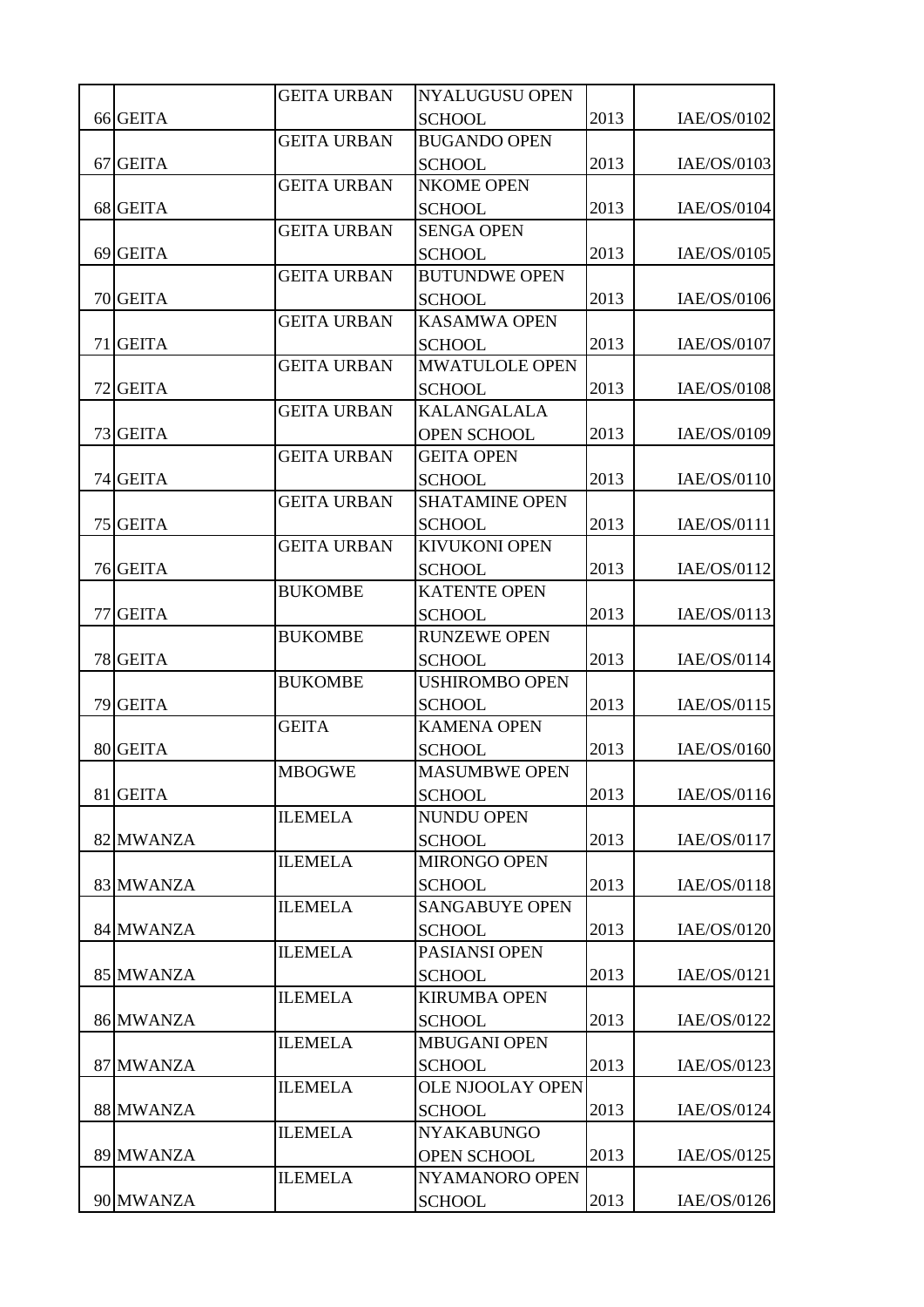| | | | | | |
|---|---|---|---|---|---|
| 66 | GEITA | GEITA URBAN | NYALUGUSU OPEN SCHOOL | 2013 | IAE/OS/0102 |
| 67 | GEITA | GEITA URBAN | BUGANDO OPEN SCHOOL | 2013 | IAE/OS/0103 |
| 68 | GEITA | GEITA URBAN | NKOME OPEN SCHOOL | 2013 | IAE/OS/0104 |
| 69 | GEITA | GEITA URBAN | SENGA OPEN SCHOOL | 2013 | IAE/OS/0105 |
| 70 | GEITA | GEITA URBAN | BUTUNDWE OPEN SCHOOL | 2013 | IAE/OS/0106 |
| 71 | GEITA | GEITA URBAN | KASAMWA OPEN SCHOOL | 2013 | IAE/OS/0107 |
| 72 | GEITA | GEITA URBAN | MWATULOLE OPEN SCHOOL | 2013 | IAE/OS/0108 |
| 73 | GEITA | GEITA URBAN | KALANGALALA OPEN SCHOOL | 2013 | IAE/OS/0109 |
| 74 | GEITA | GEITA URBAN | GEITA OPEN SCHOOL | 2013 | IAE/OS/0110 |
| 75 | GEITA | GEITA URBAN | SHATAMINE OPEN SCHOOL | 2013 | IAE/OS/0111 |
| 76 | GEITA | GEITA URBAN | KIVUKONI OPEN SCHOOL | 2013 | IAE/OS/0112 |
| 77 | GEITA | BUKOMBE | KATENTE OPEN SCHOOL | 2013 | IAE/OS/0113 |
| 78 | GEITA | BUKOMBE | RUNZEWE OPEN SCHOOL | 2013 | IAE/OS/0114 |
| 79 | GEITA | BUKOMBE | USHIROMBO OPEN SCHOOL | 2013 | IAE/OS/0115 |
| 80 | GEITA | GEITA | KAMENA OPEN SCHOOL | 2013 | IAE/OS/0160 |
| 81 | GEITA | MBOGWE | MASUMBWE OPEN SCHOOL | 2013 | IAE/OS/0116 |
| 82 | MWANZA | ILEMELA | NUNDU OPEN SCHOOL | 2013 | IAE/OS/0117 |
| 83 | MWANZA | ILEMELA | MIRONGO OPEN SCHOOL | 2013 | IAE/OS/0118 |
| 84 | MWANZA | ILEMELA | SANGABUYE OPEN SCHOOL | 2013 | IAE/OS/0120 |
| 85 | MWANZA | ILEMELA | PASIANSI OPEN SCHOOL | 2013 | IAE/OS/0121 |
| 86 | MWANZA | ILEMELA | KIRUMBA OPEN SCHOOL | 2013 | IAE/OS/0122 |
| 87 | MWANZA | ILEMELA | MBUGANI OPEN SCHOOL | 2013 | IAE/OS/0123 |
| 88 | MWANZA | ILEMELA | OLE NJOOLAY OPEN SCHOOL | 2013 | IAE/OS/0124 |
| 89 | MWANZA | ILEMELA | NYAKABUNGO OPEN SCHOOL | 2013 | IAE/OS/0125 |
| 90 | MWANZA | ILEMELA | NYAMANORO OPEN SCHOOL | 2013 | IAE/OS/0126 |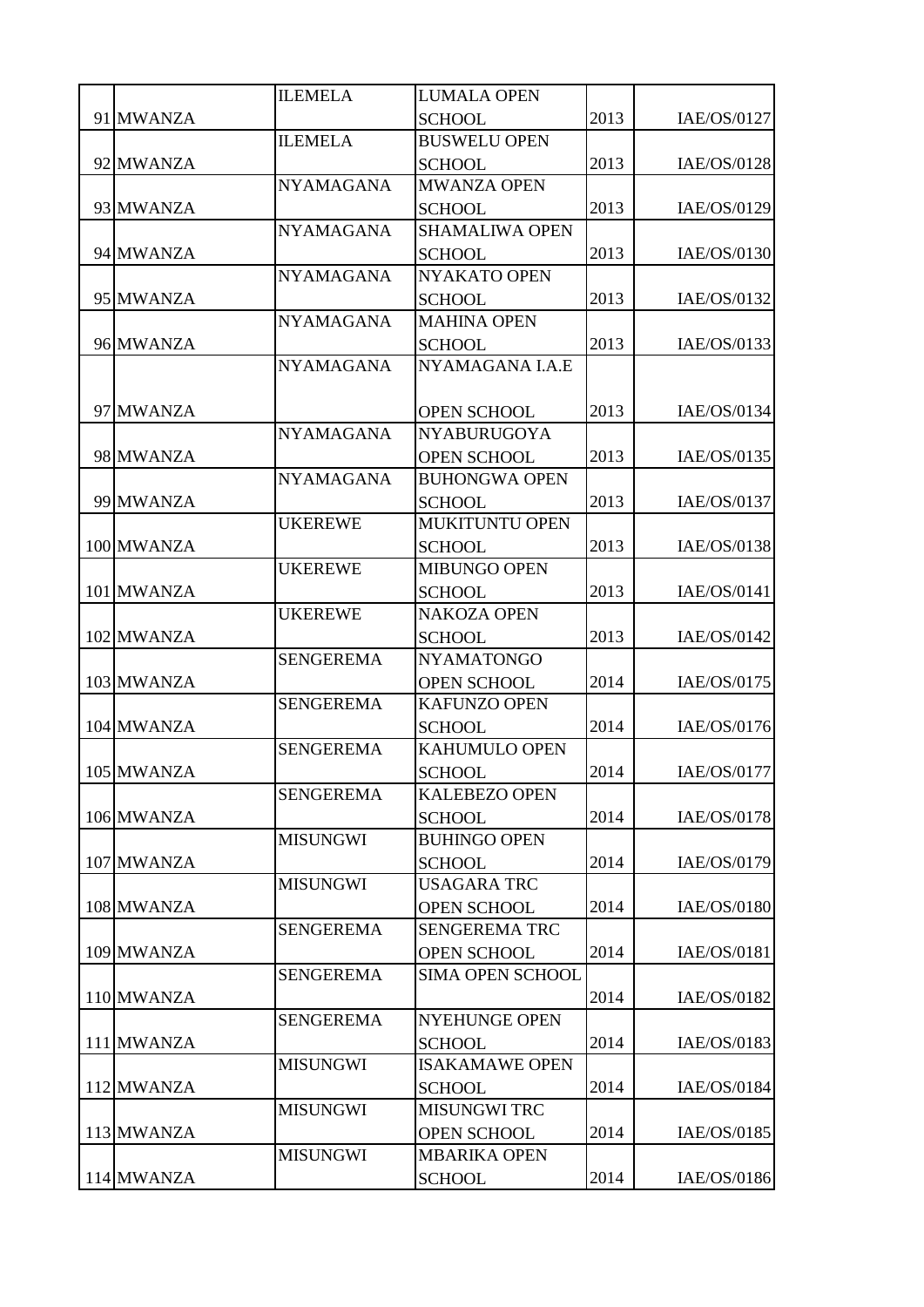| | | | | | |
|---|---|---|---|---|---|
| 91 | MWANZA | ILEMELA | LUMALA OPEN SCHOOL | 2013 | IAE/OS/0127 |
| 92 | MWANZA | ILEMELA | BUSWELU OPEN SCHOOL | 2013 | IAE/OS/0128 |
| 93 | MWANZA | NYAMAGANA | MWANZA OPEN SCHOOL | 2013 | IAE/OS/0129 |
| 94 | MWANZA | NYAMAGANA | SHAMALIWA OPEN SCHOOL | 2013 | IAE/OS/0130 |
| 95 | MWANZA | NYAMAGANA | NYAKATO OPEN SCHOOL | 2013 | IAE/OS/0132 |
| 96 | MWANZA | NYAMAGANA | MAHINA OPEN SCHOOL | 2013 | IAE/OS/0133 |
| 97 | MWANZA | NYAMAGANA | NYAMAGANA I.A.E OPEN SCHOOL | 2013 | IAE/OS/0134 |
| 98 | MWANZA | NYAMAGANA | NYABURUGOYA OPEN SCHOOL | 2013 | IAE/OS/0135 |
| 99 | MWANZA | NYAMAGANA | BUHONGWA OPEN SCHOOL | 2013 | IAE/OS/0137 |
| 100 | MWANZA | UKEREWE | MUKITUNTU OPEN SCHOOL | 2013 | IAE/OS/0138 |
| 101 | MWANZA | UKEREWE | MIBUNGO OPEN SCHOOL | 2013 | IAE/OS/0141 |
| 102 | MWANZA | UKEREWE | NAKOZA OPEN SCHOOL | 2013 | IAE/OS/0142 |
| 103 | MWANZA | SENGEREMA | NYAMATONGO OPEN SCHOOL | 2014 | IAE/OS/0175 |
| 104 | MWANZA | SENGEREMA | KAFUNZO OPEN SCHOOL | 2014 | IAE/OS/0176 |
| 105 | MWANZA | SENGEREMA | KAHUMULO OPEN SCHOOL | 2014 | IAE/OS/0177 |
| 106 | MWANZA | SENGEREMA | KALEBEZO OPEN SCHOOL | 2014 | IAE/OS/0178 |
| 107 | MWANZA | MISUNGWI | BUHINGO OPEN SCHOOL | 2014 | IAE/OS/0179 |
| 108 | MWANZA | MISUNGWI | USAGARA TRC OPEN SCHOOL | 2014 | IAE/OS/0180 |
| 109 | MWANZA | SENGEREMA | SENGEREMA TRC OPEN SCHOOL | 2014 | IAE/OS/0181 |
| 110 | MWANZA | SENGEREMA | SIMA OPEN SCHOOL | 2014 | IAE/OS/0182 |
| 111 | MWANZA | SENGEREMA | NYEHUNGE OPEN SCHOOL | 2014 | IAE/OS/0183 |
| 112 | MWANZA | MISUNGWI | ISAKAMAWE OPEN SCHOOL | 2014 | IAE/OS/0184 |
| 113 | MWANZA | MISUNGWI | MISUNGWI TRC OPEN SCHOOL | 2014 | IAE/OS/0185 |
| 114 | MWANZA | MISUNGWI | MBARIKA OPEN SCHOOL | 2014 | IAE/OS/0186 |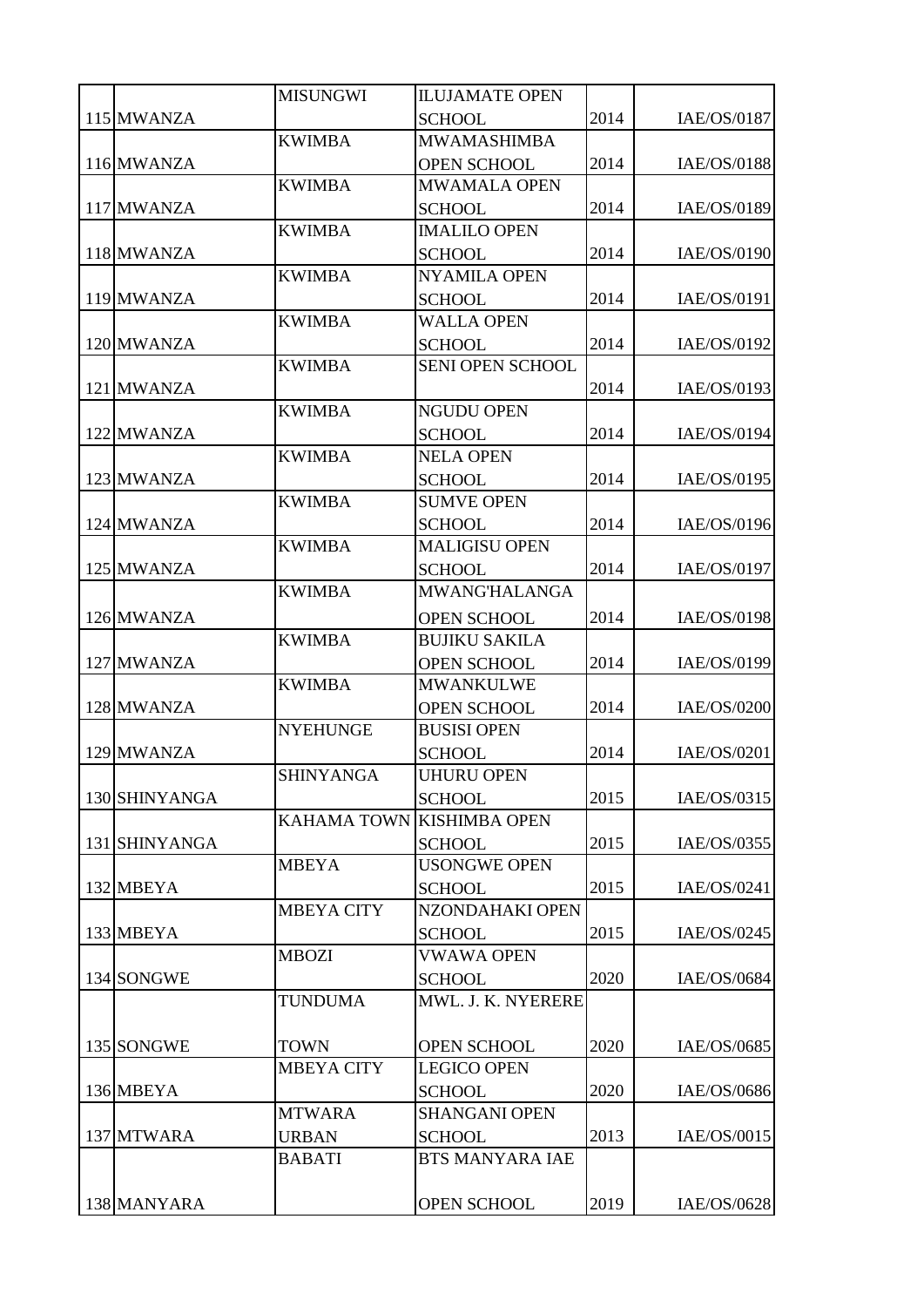| | | | | | |
|---|---|---|---|---|---|
| 115 | MWANZA | MISUNGWI | ILUJAMATE OPEN SCHOOL | 2014 | IAE/OS/0187 |
| 116 | MWANZA | KWIMBA | MWAMASHIMBA OPEN SCHOOL | 2014 | IAE/OS/0188 |
| 117 | MWANZA | KWIMBA | MWAMALA OPEN SCHOOL | 2014 | IAE/OS/0189 |
| 118 | MWANZA | KWIMBA | IMALILO OPEN SCHOOL | 2014 | IAE/OS/0190 |
| 119 | MWANZA | KWIMBA | NYAMILA OPEN SCHOOL | 2014 | IAE/OS/0191 |
| 120 | MWANZA | KWIMBA | WALLA OPEN SCHOOL | 2014 | IAE/OS/0192 |
| 121 | MWANZA | KWIMBA | SENI OPEN SCHOOL | 2014 | IAE/OS/0193 |
| 122 | MWANZA | KWIMBA | NGUDU OPEN SCHOOL | 2014 | IAE/OS/0194 |
| 123 | MWANZA | KWIMBA | NELA OPEN SCHOOL | 2014 | IAE/OS/0195 |
| 124 | MWANZA | KWIMBA | SUMVE OPEN SCHOOL | 2014 | IAE/OS/0196 |
| 125 | MWANZA | KWIMBA | MALIGISU OPEN SCHOOL | 2014 | IAE/OS/0197 |
| 126 | MWANZA | KWIMBA | MWANG'HALANGA OPEN SCHOOL | 2014 | IAE/OS/0198 |
| 127 | MWANZA | KWIMBA | BUJIKU SAKILA OPEN SCHOOL | 2014 | IAE/OS/0199 |
| 128 | MWANZA | KWIMBA | MWANKULWE OPEN SCHOOL | 2014 | IAE/OS/0200 |
| 129 | MWANZA | NYEHUNGE | BUSISI OPEN SCHOOL | 2014 | IAE/OS/0201 |
| 130 | SHINYANGA | SHINYANGA | UHURU OPEN SCHOOL | 2015 | IAE/OS/0315 |
| 131 | SHINYANGA | KAHAMA TOWN | KISHIMBA OPEN SCHOOL | 2015 | IAE/OS/0355 |
| 132 | MBEYA | MBEYA | USONGWE OPEN SCHOOL | 2015 | IAE/OS/0241 |
| 133 | MBEYA | MBEYA CITY | NZONDAHAKI OPEN SCHOOL | 2015 | IAE/OS/0245 |
| 134 | SONGWE | MBOZI | VWAWA OPEN SCHOOL | 2020 | IAE/OS/0684 |
| 135 | SONGWE | TUNDUMA TOWN | MWL. J. K. NYERERE OPEN SCHOOL | 2020 | IAE/OS/0685 |
| 136 | MBEYA | MBEYA CITY | LEGICO OPEN SCHOOL | 2020 | IAE/OS/0686 |
| 137 | MTWARA | MTWARA URBAN | SHANGANI OPEN SCHOOL | 2013 | IAE/OS/0015 |
| 138 | MANYARA | BABATI | BTS MANYARA IAE OPEN SCHOOL | 2019 | IAE/OS/0628 |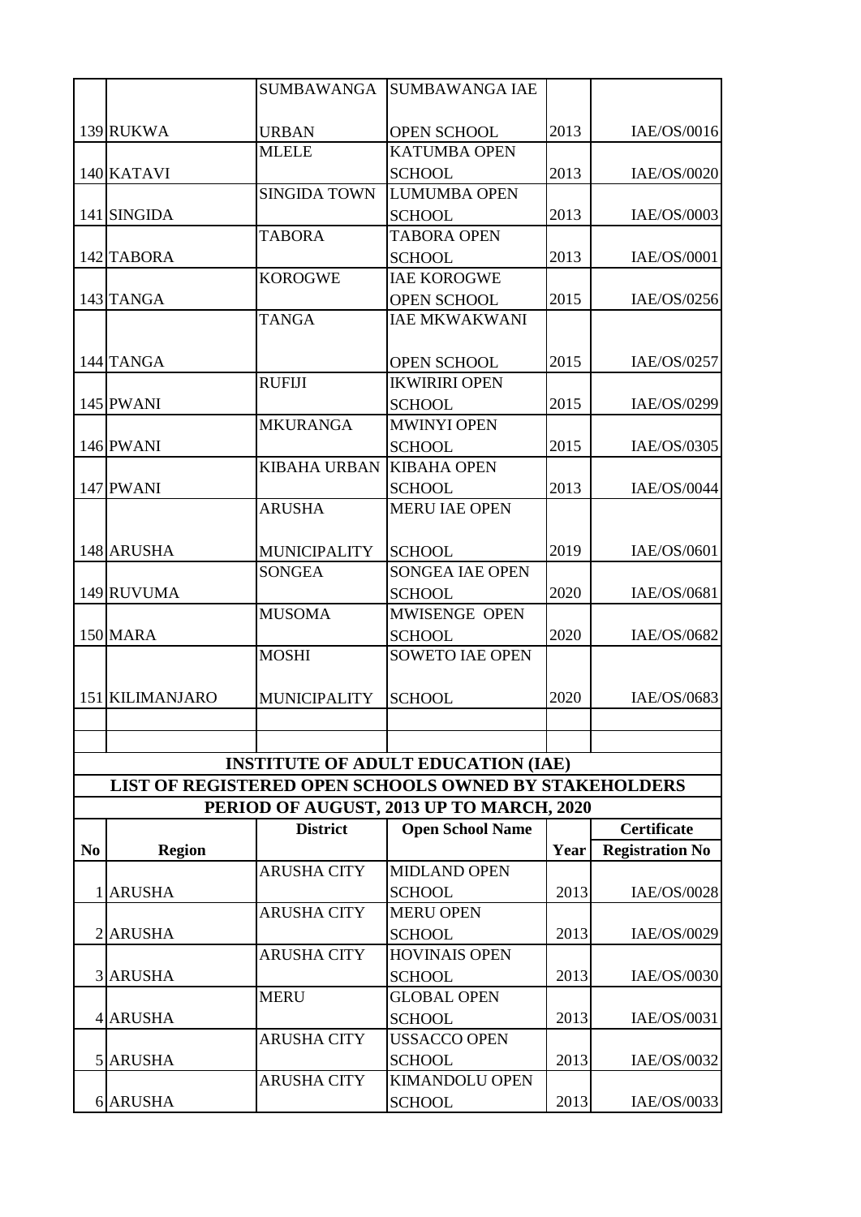| | | | | | |
|---|---|---|---|---|---|
| 139 | RUKWA | SUMBAWANGA URBAN | SUMBAWANGA IAE OPEN SCHOOL | 2013 | IAE/OS/0016 |
| 140 | KATAVI | MLELE | KATUMBA OPEN SCHOOL | 2013 | IAE/OS/0020 |
| 141 | SINGIDA | SINGIDA TOWN | LUMUMBA OPEN SCHOOL | 2013 | IAE/OS/0003 |
| 142 | TABORA | TABORA | TABORA OPEN SCHOOL | 2013 | IAE/OS/0001 |
| 143 | TANGA | KOROGWE | IAE KOROGWE OPEN SCHOOL | 2015 | IAE/OS/0256 |
| 144 | TANGA | TANGA | IAE MKWAKWANI OPEN SCHOOL | 2015 | IAE/OS/0257 |
| 145 | PWANI | RUFIJI | IKWIRIRI OPEN SCHOOL | 2015 | IAE/OS/0299 |
| 146 | PWANI | MKURANGA | MWINYI OPEN SCHOOL | 2015 | IAE/OS/0305 |
| 147 | PWANI | KIBAHA URBAN | KIBAHA OPEN SCHOOL | 2013 | IAE/OS/0044 |
| 148 | ARUSHA | ARUSHA MUNICIPALITY | MERU IAE OPEN SCHOOL | 2019 | IAE/OS/0601 |
| 149 | RUVUMA | SONGEA | SONGEA IAE OPEN SCHOOL | 2020 | IAE/OS/0681 |
| 150 | MARA | MUSOMA | MWISENGE OPEN SCHOOL | 2020 | IAE/OS/0682 |
| 151 | KILIMANJARO | MOSHI MUNICIPALITY | SOWETO IAE OPEN SCHOOL | 2020 | IAE/OS/0683 |

**INSTITUTE OF ADULT EDUCATION (IAE)**

**LIST OF REGISTERED OPEN SCHOOLS OWNED BY STAKEHOLDERS**

**PERIOD OF AUGUST, 2013 UP TO MARCH, 2020**

| No | Region | District | Open School Name | Year | Certificate Registration No |
|---|---|---|---|---|---|
| 1 | ARUSHA | ARUSHA CITY | MIDLAND OPEN SCHOOL | 2013 | IAE/OS/0028 |
| 2 | ARUSHA | ARUSHA CITY | MERU OPEN SCHOOL | 2013 | IAE/OS/0029 |
| 3 | ARUSHA | ARUSHA CITY | HOVINAIS OPEN SCHOOL | 2013 | IAE/OS/0030 |
| 4 | ARUSHA | MERU | GLOBAL OPEN SCHOOL | 2013 | IAE/OS/0031 |
| 5 | ARUSHA | ARUSHA CITY | USSACCO OPEN SCHOOL | 2013 | IAE/OS/0032 |
| 6 | ARUSHA | ARUSHA CITY | KIMANDOLU OPEN SCHOOL | 2013 | IAE/OS/0033 |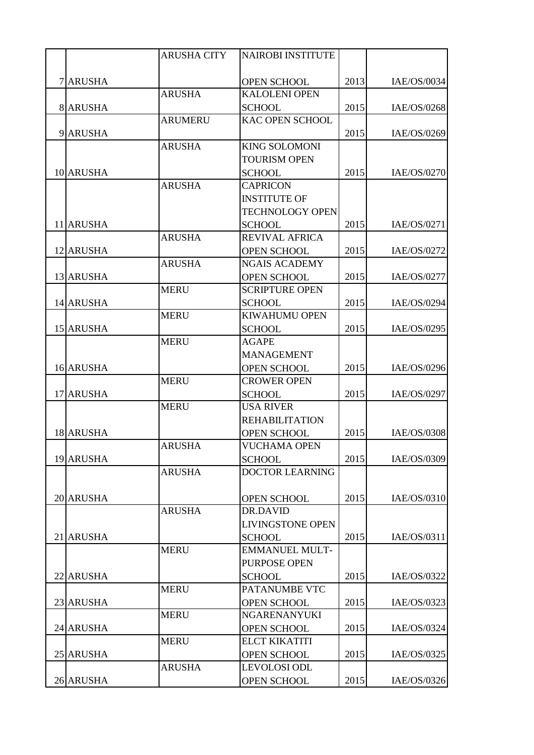| | | | | | |
|---|---|---|---|---|---|
| 7 | ARUSHA | ARUSHA CITY | NAIROBI INSTITUTE OPEN SCHOOL | 2013 | IAE/OS/0034 |
| 8 | ARUSHA | ARUSHA | KALOLENI OPEN SCHOOL | 2015 | IAE/OS/0268 |
| 9 | ARUSHA | ARUMERU | KAC OPEN SCHOOL | 2015 | IAE/OS/0269 |
| 10 | ARUSHA | ARUSHA | KING SOLOMONI TOURISM OPEN SCHOOL | 2015 | IAE/OS/0270 |
| 11 | ARUSHA | ARUSHA | CAPRICON INSTITUTE OF TECHNOLOGY OPEN SCHOOL | 2015 | IAE/OS/0271 |
| 12 | ARUSHA | ARUSHA | REVIVAL AFRICA OPEN SCHOOL | 2015 | IAE/OS/0272 |
| 13 | ARUSHA | ARUSHA | NGAIS ACADEMY OPEN SCHOOL | 2015 | IAE/OS/0277 |
| 14 | ARUSHA | MERU | SCRIPTURE OPEN SCHOOL | 2015 | IAE/OS/0294 |
| 15 | ARUSHA | MERU | KIWAHUMU OPEN SCHOOL | 2015 | IAE/OS/0295 |
| 16 | ARUSHA | MERU | AGAPE MANAGEMENT OPEN SCHOOL | 2015 | IAE/OS/0296 |
| 17 | ARUSHA | MERU | CROWER OPEN SCHOOL | 2015 | IAE/OS/0297 |
| 18 | ARUSHA | MERU | USA RIVER REHABILITATION OPEN SCHOOL | 2015 | IAE/OS/0308 |
| 19 | ARUSHA | ARUSHA | VUCHAMA OPEN SCHOOL | 2015 | IAE/OS/0309 |
| 20 | ARUSHA | ARUSHA | DOCTOR LEARNING OPEN SCHOOL | 2015 | IAE/OS/0310 |
| 21 | ARUSHA | ARUSHA | DR.DAVID LIVINGSTONE OPEN SCHOOL | 2015 | IAE/OS/0311 |
| 22 | ARUSHA | MERU | EMMANUEL MULT-PURPOSE OPEN SCHOOL | 2015 | IAE/OS/0322 |
| 23 | ARUSHA | MERU | PATANUMBE VTC OPEN SCHOOL | 2015 | IAE/OS/0323 |
| 24 | ARUSHA | MERU | NGARENANYUKI OPEN SCHOOL | 2015 | IAE/OS/0324 |
| 25 | ARUSHA | MERU | ELCT KIKATITI OPEN SCHOOL | 2015 | IAE/OS/0325 |
| 26 | ARUSHA | ARUSHA | LEVOLOSI ODL OPEN SCHOOL | 2015 | IAE/OS/0326 |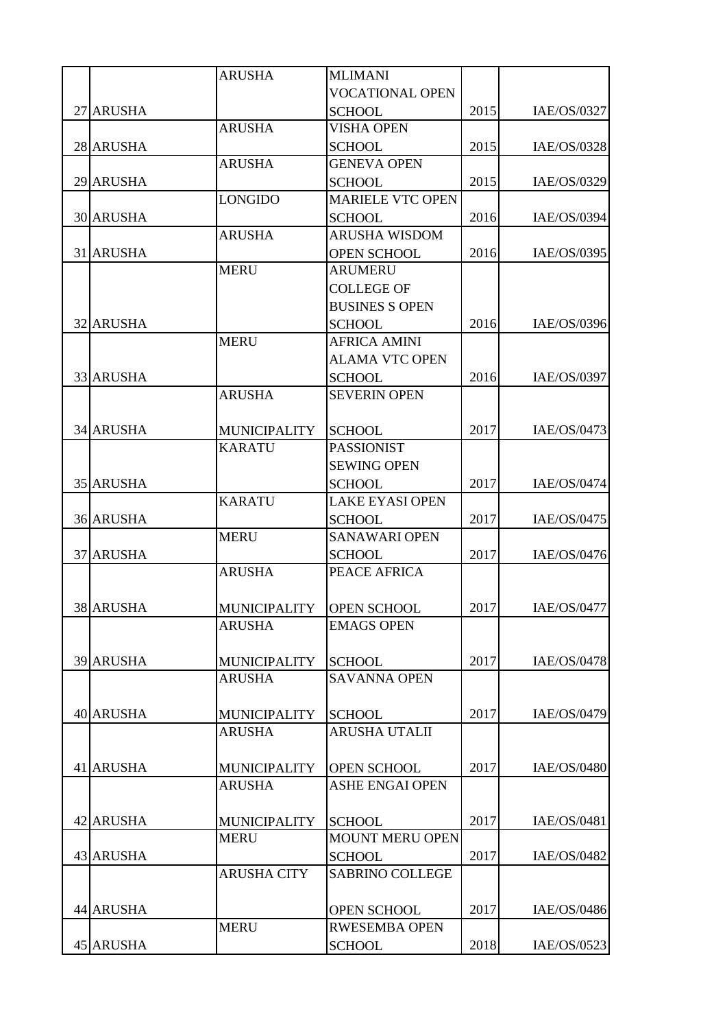| | | | | | |
|---|---|---|---|---|---|
| 27 | ARUSHA | ARUSHA | MLIMANI VOCATIONAL OPEN SCHOOL | 2015 | IAE/OS/0327 |
| 28 | ARUSHA | ARUSHA | VISHA OPEN SCHOOL | 2015 | IAE/OS/0328 |
| 29 | ARUSHA | ARUSHA | GENEVA OPEN SCHOOL | 2015 | IAE/OS/0329 |
| 30 | ARUSHA | LONGIDO | MARIELE VTC OPEN SCHOOL | 2016 | IAE/OS/0394 |
| 31 | ARUSHA | ARUSHA | ARUSHA WISDOM OPEN SCHOOL | 2016 | IAE/OS/0395 |
| 32 | ARUSHA | MERU | ARUMERU COLLEGE OF BUSINES S OPEN SCHOOL | 2016 | IAE/OS/0396 |
| 33 | ARUSHA | MERU | AFRICA AMINI ALAMA VTC OPEN SCHOOL | 2016 | IAE/OS/0397 |
| 34 | ARUSHA | ARUSHA MUNICIPALITY | SEVERIN OPEN SCHOOL | 2017 | IAE/OS/0473 |
| 35 | ARUSHA | KARATU | PASSIONIST SEWING OPEN SCHOOL | 2017 | IAE/OS/0474 |
| 36 | ARUSHA | KARATU | LAKE EYASI OPEN SCHOOL | 2017 | IAE/OS/0475 |
| 37 | ARUSHA | MERU | SANAWARI OPEN SCHOOL | 2017 | IAE/OS/0476 |
| 38 | ARUSHA | ARUSHA MUNICIPALITY | PEACE AFRICA OPEN SCHOOL | 2017 | IAE/OS/0477 |
| 39 | ARUSHA | ARUSHA MUNICIPALITY | EMAGS OPEN SCHOOL | 2017 | IAE/OS/0478 |
| 40 | ARUSHA | ARUSHA MUNICIPALITY | SAVANNA OPEN SCHOOL | 2017 | IAE/OS/0479 |
| 41 | ARUSHA | ARUSHA MUNICIPALITY | ARUSHA UTALII OPEN SCHOOL | 2017 | IAE/OS/0480 |
| 42 | ARUSHA | ARUSHA MUNICIPALITY | ASHE ENGAI OPEN SCHOOL | 2017 | IAE/OS/0481 |
| 43 | ARUSHA | MERU | MOUNT MERU OPEN SCHOOL | 2017 | IAE/OS/0482 |
| 44 | ARUSHA | ARUSHA CITY | SABRINO COLLEGE OPEN SCHOOL | 2017 | IAE/OS/0486 |
| 45 | ARUSHA | MERU | RWESEMBA OPEN SCHOOL | 2018 | IAE/OS/0523 |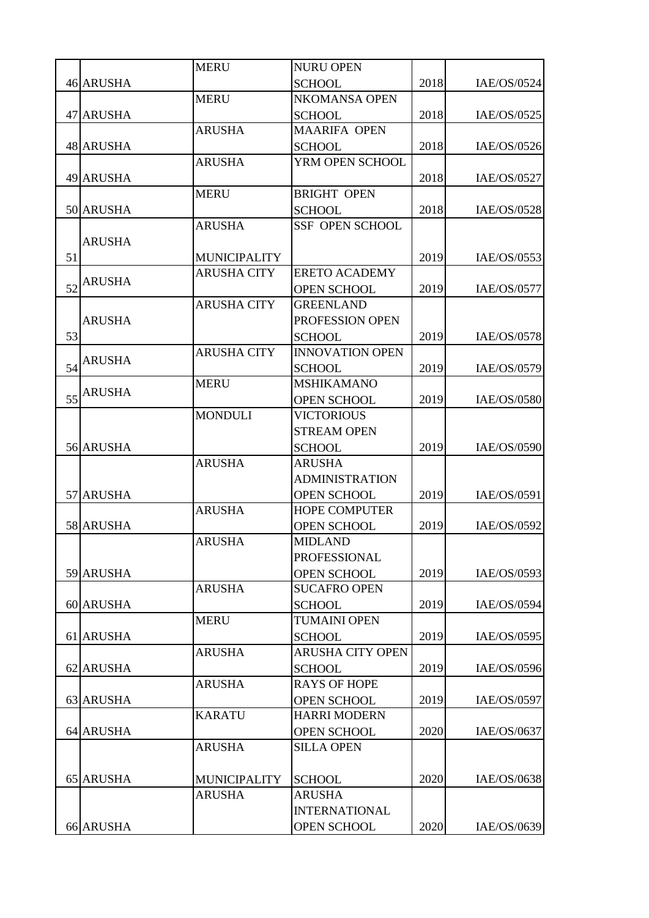| | | | | | |
|---|---|---|---|---|---|
| 46 | ARUSHA | MERU | NURU OPEN SCHOOL | 2018 | IAE/OS/0524 |
| 47 | ARUSHA | MERU | NKOMANSA OPEN SCHOOL | 2018 | IAE/OS/0525 |
| 48 | ARUSHA | ARUSHA | MAARIFA OPEN SCHOOL | 2018 | IAE/OS/0526 |
| 49 | ARUSHA | ARUSHA | YRM OPEN SCHOOL | 2018 | IAE/OS/0527 |
| 50 | ARUSHA | MERU | BRIGHT OPEN SCHOOL | 2018 | IAE/OS/0528 |
| 51 | ARUSHA | ARUSHA MUNICIPALITY | SSF OPEN SCHOOL | 2019 | IAE/OS/0553 |
| 52 | ARUSHA | ARUSHA CITY | ERETO ACADEMY OPEN SCHOOL | 2019 | IAE/OS/0577 |
| 53 | ARUSHA | ARUSHA CITY | GREENLAND PROFESSION OPEN SCHOOL | 2019 | IAE/OS/0578 |
| 54 | ARUSHA | ARUSHA CITY | INNOVATION OPEN SCHOOL | 2019 | IAE/OS/0579 |
| 55 | ARUSHA | MERU | MSHIKAMANO OPEN SCHOOL | 2019 | IAE/OS/0580 |
| 56 | ARUSHA | MONDULI | VICTORIOUS STREAM OPEN SCHOOL | 2019 | IAE/OS/0590 |
| 57 | ARUSHA | ARUSHA | ARUSHA ADMINISTRATION OPEN SCHOOL | 2019 | IAE/OS/0591 |
| 58 | ARUSHA | ARUSHA | HOPE COMPUTER OPEN SCHOOL | 2019 | IAE/OS/0592 |
| 59 | ARUSHA | ARUSHA | MIDLAND PROFESSIONAL OPEN SCHOOL | 2019 | IAE/OS/0593 |
| 60 | ARUSHA | ARUSHA | SUCAFRO OPEN SCHOOL | 2019 | IAE/OS/0594 |
| 61 | ARUSHA | MERU | TUMAINI OPEN SCHOOL | 2019 | IAE/OS/0595 |
| 62 | ARUSHA | ARUSHA | ARUSHA CITY OPEN SCHOOL | 2019 | IAE/OS/0596 |
| 63 | ARUSHA | ARUSHA | RAYS OF HOPE OPEN SCHOOL | 2019 | IAE/OS/0597 |
| 64 | ARUSHA | KARATU | HARRI MODERN OPEN SCHOOL | 2020 | IAE/OS/0637 |
| 65 | ARUSHA | ARUSHA MUNICIPALITY | SILLA OPEN SCHOOL | 2020 | IAE/OS/0638 |
| 66 | ARUSHA | ARUSHA | ARUSHA INTERNATIONAL OPEN SCHOOL | 2020 | IAE/OS/0639 |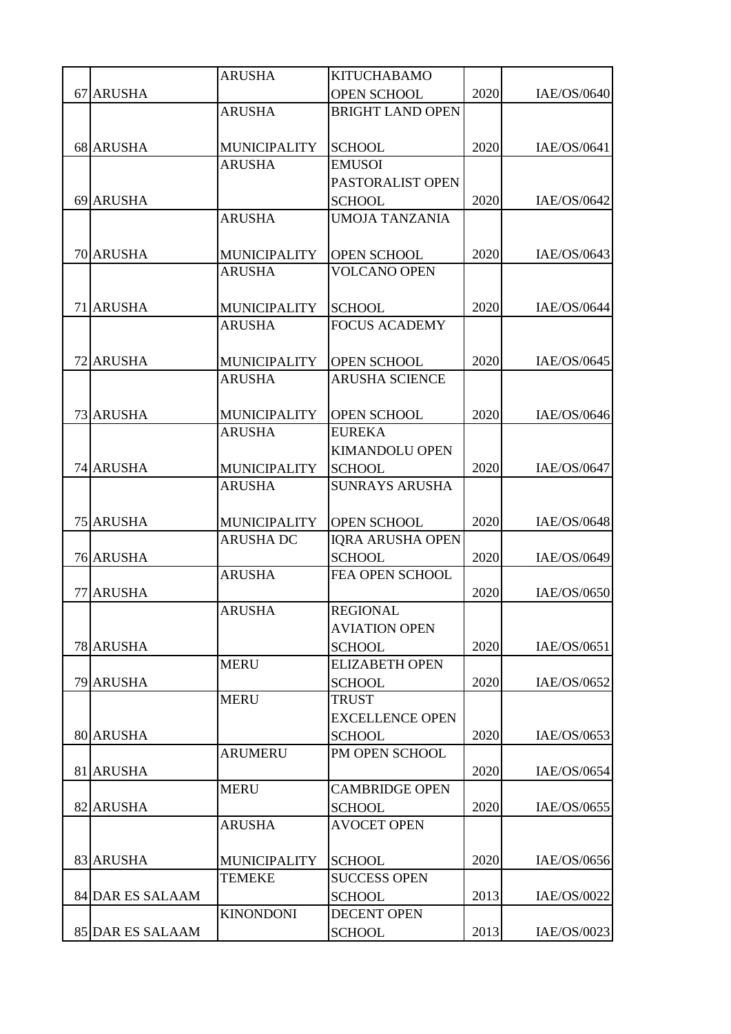| | | | | | |
|---|---|---|---|---|---|
| 67 | ARUSHA | ARUSHA | KITUCHABAMO OPEN SCHOOL | 2020 | IAE/OS/0640 |
| 68 | ARUSHA | ARUSHA MUNICIPALITY | BRIGHT LAND OPEN SCHOOL | 2020 | IAE/OS/0641 |
| 69 | ARUSHA | ARUSHA | EMUSOI PASTORALIST OPEN SCHOOL | 2020 | IAE/OS/0642 |
| 70 | ARUSHA | ARUSHA MUNICIPALITY | UMOJA TANZANIA OPEN SCHOOL | 2020 | IAE/OS/0643 |
| 71 | ARUSHA | ARUSHA MUNICIPALITY | VOLCANO OPEN SCHOOL | 2020 | IAE/OS/0644 |
| 72 | ARUSHA | ARUSHA MUNICIPALITY | FOCUS ACADEMY OPEN SCHOOL | 2020 | IAE/OS/0645 |
| 73 | ARUSHA | ARUSHA MUNICIPALITY | ARUSHA SCIENCE OPEN SCHOOL | 2020 | IAE/OS/0646 |
| 74 | ARUSHA | ARUSHA MUNICIPALITY | EUREKA KIMANDOLU OPEN SCHOOL | 2020 | IAE/OS/0647 |
| 75 | ARUSHA | ARUSHA MUNICIPALITY | SUNRAYS ARUSHA OPEN SCHOOL | 2020 | IAE/OS/0648 |
| 76 | ARUSHA | ARUSHA DC | IQRA ARUSHA OPEN SCHOOL | 2020 | IAE/OS/0649 |
| 77 | ARUSHA | ARUSHA | FEA OPEN SCHOOL | 2020 | IAE/OS/0650 |
| 78 | ARUSHA | ARUSHA | REGIONAL AVIATION OPEN SCHOOL | 2020 | IAE/OS/0651 |
| 79 | ARUSHA | MERU | ELIZABETH OPEN SCHOOL | 2020 | IAE/OS/0652 |
| 80 | ARUSHA | MERU | TRUST EXCELLENCE OPEN SCHOOL | 2020 | IAE/OS/0653 |
| 81 | ARUSHA | ARUMERU | PM OPEN SCHOOL | 2020 | IAE/OS/0654 |
| 82 | ARUSHA | MERU | CAMBRIDGE OPEN SCHOOL | 2020 | IAE/OS/0655 |
| 83 | ARUSHA | ARUSHA MUNICIPALITY | AVOCET OPEN SCHOOL | 2020 | IAE/OS/0656 |
| 84 | DAR ES SALAAM | TEMEKE | SUCCESS OPEN SCHOOL | 2013 | IAE/OS/0022 |
| 85 | DAR ES SALAAM | KINONDONI | DECENT OPEN SCHOOL | 2013 | IAE/OS/0023 |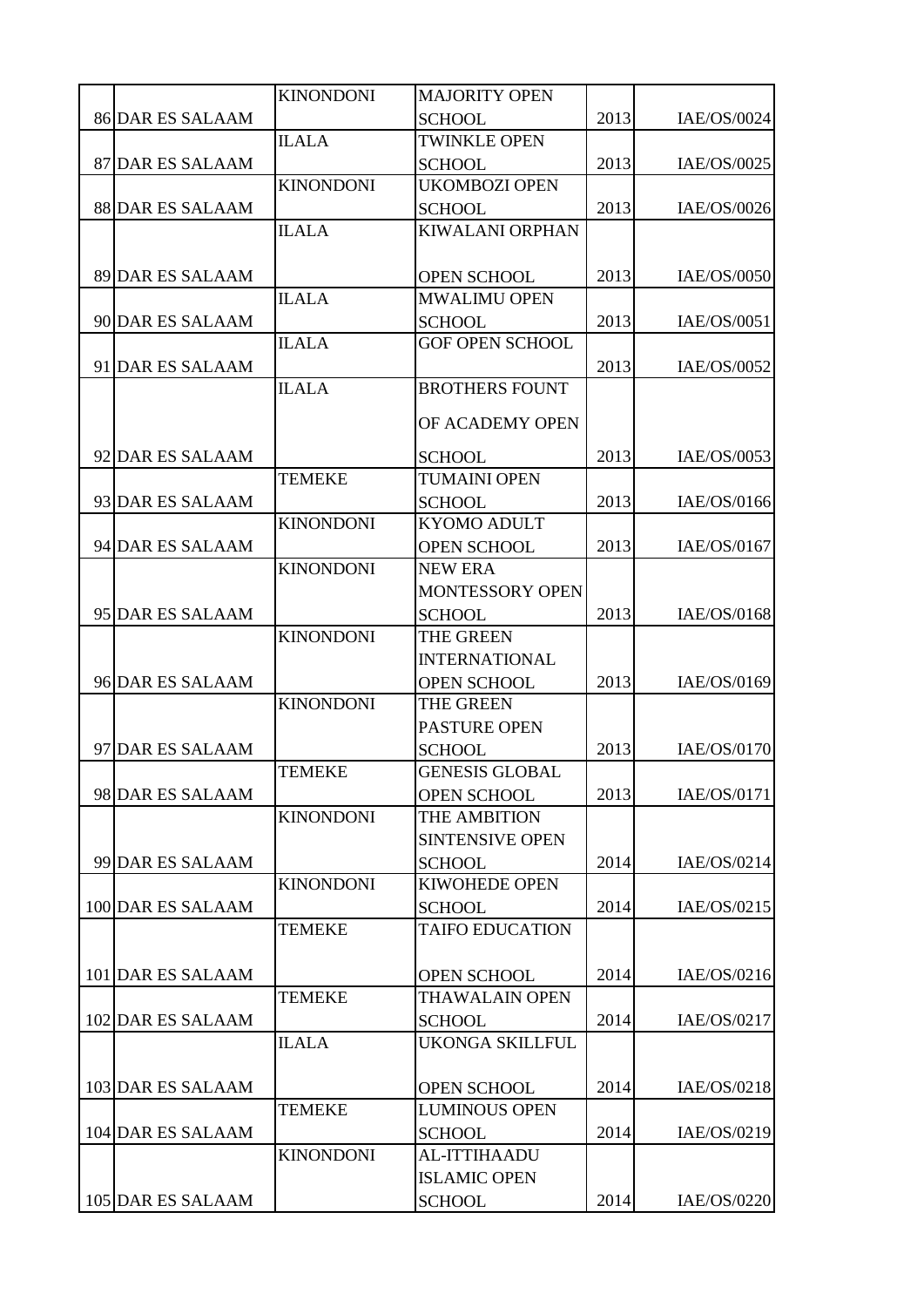| | | | | | |
|---|---|---|---|---|---|
| 86 | DAR ES SALAAM | KINONDONI | MAJORITY OPEN SCHOOL | 2013 | IAE/OS/0024 |
| 87 | DAR ES SALAAM | ILALA | TWINKLE OPEN SCHOOL | 2013 | IAE/OS/0025 |
| 88 | DAR ES SALAAM | KINONDONI | UKOMBOZI OPEN SCHOOL | 2013 | IAE/OS/0026 |
| 89 | DAR ES SALAAM | ILALA | KIWALANI ORPHAN OPEN SCHOOL | 2013 | IAE/OS/0050 |
| 90 | DAR ES SALAAM | ILALA | MWALIMU OPEN SCHOOL | 2013 | IAE/OS/0051 |
| 91 | DAR ES SALAAM | ILALA | GOF OPEN SCHOOL | 2013 | IAE/OS/0052 |
| 92 | DAR ES SALAAM | ILALA | BROTHERS FOUNT OF ACADEMY OPEN SCHOOL | 2013 | IAE/OS/0053 |
| 93 | DAR ES SALAAM | TEMEKE | TUMAINI OPEN SCHOOL | 2013 | IAE/OS/0166 |
| 94 | DAR ES SALAAM | KINONDONI | KYOMO ADULT OPEN SCHOOL | 2013 | IAE/OS/0167 |
| 95 | DAR ES SALAAM | KINONDONI | NEW ERA MONTESSORY OPEN SCHOOL | 2013 | IAE/OS/0168 |
| 96 | DAR ES SALAAM | KINONDONI | THE GREEN INTERNATIONAL OPEN SCHOOL | 2013 | IAE/OS/0169 |
| 97 | DAR ES SALAAM | KINONDONI | THE GREEN PASTURE OPEN SCHOOL | 2013 | IAE/OS/0170 |
| 98 | DAR ES SALAAM | TEMEKE | GENESIS GLOBAL OPEN SCHOOL | 2013 | IAE/OS/0171 |
| 99 | DAR ES SALAAM | KINONDONI | THE AMBITION SINTENSIVE OPEN SCHOOL | 2014 | IAE/OS/0214 |
| 100 | DAR ES SALAAM | KINONDONI | KIWOHEDE OPEN SCHOOL | 2014 | IAE/OS/0215 |
| 101 | DAR ES SALAAM | TEMEKE | TAIFO EDUCATION OPEN SCHOOL | 2014 | IAE/OS/0216 |
| 102 | DAR ES SALAAM | TEMEKE | THAWALAIN OPEN SCHOOL | 2014 | IAE/OS/0217 |
| 103 | DAR ES SALAAM | ILALA | UKONGA SKILLFUL OPEN SCHOOL | 2014 | IAE/OS/0218 |
| 104 | DAR ES SALAAM | TEMEKE | LUMINOUS OPEN SCHOOL | 2014 | IAE/OS/0219 |
| 105 | DAR ES SALAAM | KINONDONI | AL-ITTIHAADU ISLAMIC OPEN SCHOOL | 2014 | IAE/OS/0220 |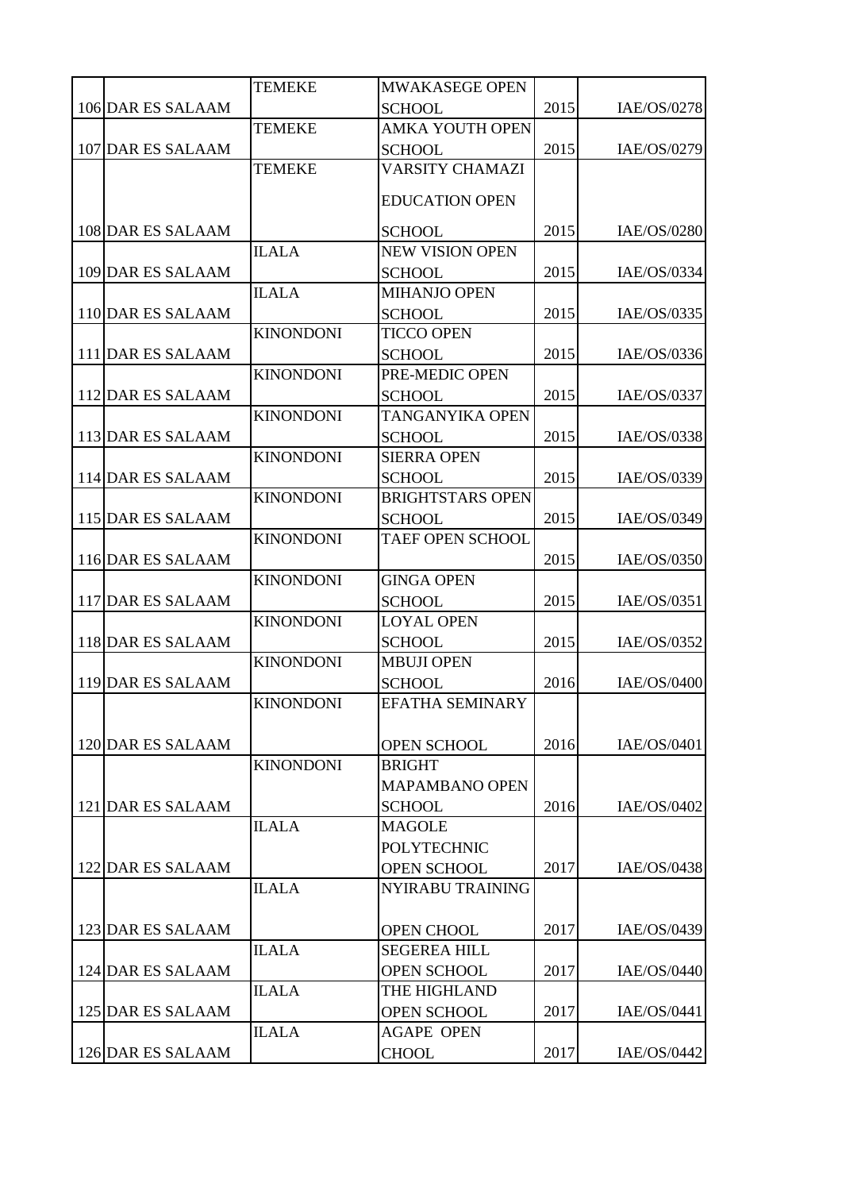| 106 | DAR ES SALAAM | TEMEKE | MWAKASEGE OPEN SCHOOL | 2015 | IAE/OS/0278 |
|---|---|---|---|---|---|
| 107 | DAR ES SALAAM | TEMEKE | AMKA YOUTH OPEN SCHOOL | 2015 | IAE/OS/0279 |
| 108 | DAR ES SALAAM | TEMEKE | VARSITY CHAMAZI EDUCATION OPEN SCHOOL | 2015 | IAE/OS/0280 |
| 109 | DAR ES SALAAM | ILALA | NEW VISION OPEN SCHOOL | 2015 | IAE/OS/0334 |
| 110 | DAR ES SALAAM | ILALA | MIHANJO OPEN SCHOOL | 2015 | IAE/OS/0335 |
| 111 | DAR ES SALAAM | KINONDONI | TICCO OPEN SCHOOL | 2015 | IAE/OS/0336 |
| 112 | DAR ES SALAAM | KINONDONI | PRE-MEDIC OPEN SCHOOL | 2015 | IAE/OS/0337 |
| 113 | DAR ES SALAAM | KINONDONI | TANGANYIKA OPEN SCHOOL | 2015 | IAE/OS/0338 |
| 114 | DAR ES SALAAM | KINONDONI | SIERRA OPEN SCHOOL | 2015 | IAE/OS/0339 |
| 115 | DAR ES SALAAM | KINONDONI | BRIGHTSTARS OPEN SCHOOL | 2015 | IAE/OS/0349 |
| 116 | DAR ES SALAAM | KINONDONI | TAEF OPEN SCHOOL | 2015 | IAE/OS/0350 |
| 117 | DAR ES SALAAM | KINONDONI | GINGA OPEN SCHOOL | 2015 | IAE/OS/0351 |
| 118 | DAR ES SALAAM | KINONDONI | LOYAL OPEN SCHOOL | 2015 | IAE/OS/0352 |
| 119 | DAR ES SALAAM | KINONDONI | MBUJI OPEN SCHOOL | 2016 | IAE/OS/0400 |
| 120 | DAR ES SALAAM | KINONDONI | EFATHA SEMINARY OPEN SCHOOL | 2016 | IAE/OS/0401 |
| 121 | DAR ES SALAAM | KINONDONI | BRIGHT MAPAMBANO OPEN SCHOOL | 2016 | IAE/OS/0402 |
| 122 | DAR ES SALAAM | ILALA | MAGOLE POLYTECHNIC OPEN SCHOOL | 2017 | IAE/OS/0438 |
| 123 | DAR ES SALAAM | ILALA | NYIRABU TRAINING OPEN CHOOL | 2017 | IAE/OS/0439 |
| 124 | DAR ES SALAAM | ILALA | SEGEREA HILL OPEN SCHOOL | 2017 | IAE/OS/0440 |
| 125 | DAR ES SALAAM | ILALA | THE HIGHLAND OPEN SCHOOL | 2017 | IAE/OS/0441 |
| 126 | DAR ES SALAAM | ILALA | AGAPE OPEN CHOOL | 2017 | IAE/OS/0442 |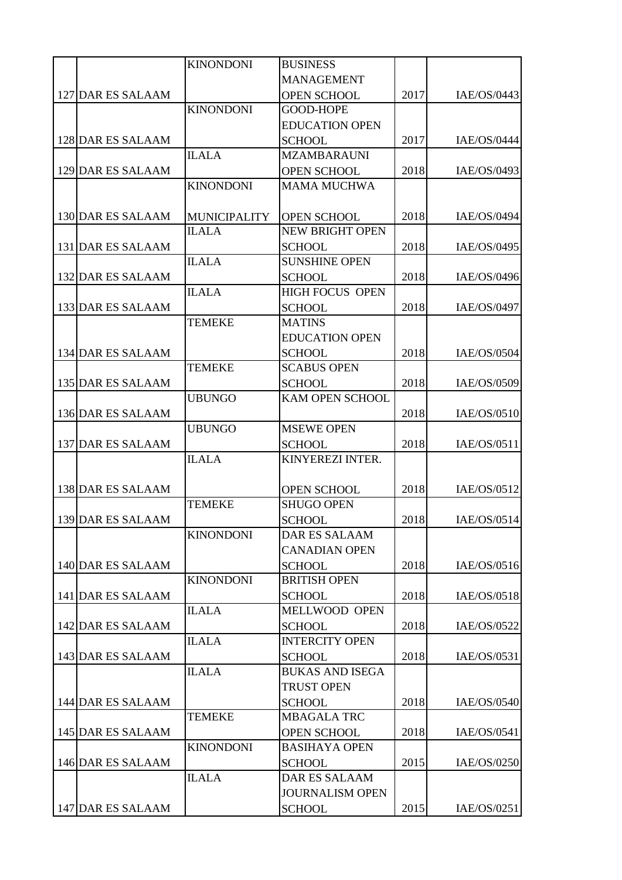| | | | | | |
|---|---|---|---|---|---|
| 127 | DAR ES SALAAM | KINONDONI | BUSINESS MANAGEMENT OPEN SCHOOL | 2017 | IAE/OS/0443 |
| 128 | DAR ES SALAAM | KINONDONI | GOOD-HOPE EDUCATION OPEN SCHOOL | 2017 | IAE/OS/0444 |
| 129 | DAR ES SALAAM | ILALA | MZAMBARAUNI OPEN SCHOOL | 2018 | IAE/OS/0493 |
| 130 | DAR ES SALAAM | KINONDONI MUNICIPALITY | MAMA MUCHWA OPEN SCHOOL | 2018 | IAE/OS/0494 |
| 131 | DAR ES SALAAM | ILALA | NEW BRIGHT OPEN SCHOOL | 2018 | IAE/OS/0495 |
| 132 | DAR ES SALAAM | ILALA | SUNSHINE OPEN SCHOOL | 2018 | IAE/OS/0496 |
| 133 | DAR ES SALAAM | ILALA | HIGH FOCUS OPEN SCHOOL | 2018 | IAE/OS/0497 |
| 134 | DAR ES SALAAM | TEMEKE | MATINS EDUCATION OPEN SCHOOL | 2018 | IAE/OS/0504 |
| 135 | DAR ES SALAAM | TEMEKE | SCABUS OPEN SCHOOL | 2018 | IAE/OS/0509 |
| 136 | DAR ES SALAAM | UBUNGO | KAM OPEN SCHOOL | 2018 | IAE/OS/0510 |
| 137 | DAR ES SALAAM | UBUNGO | MSEWE OPEN SCHOOL | 2018 | IAE/OS/0511 |
| 138 | DAR ES SALAAM | ILALA | KINYEREZI INTER. OPEN SCHOOL | 2018 | IAE/OS/0512 |
| 139 | DAR ES SALAAM | TEMEKE | SHUGO OPEN SCHOOL | 2018 | IAE/OS/0514 |
| 140 | DAR ES SALAAM | KINONDONI | DAR ES SALAAM CANADIAN OPEN SCHOOL | 2018 | IAE/OS/0516 |
| 141 | DAR ES SALAAM | KINONDONI | BRITISH OPEN SCHOOL | 2018 | IAE/OS/0518 |
| 142 | DAR ES SALAAM | ILALA | MELLWOOD OPEN SCHOOL | 2018 | IAE/OS/0522 |
| 143 | DAR ES SALAAM | ILALA | INTERCITY OPEN SCHOOL | 2018 | IAE/OS/0531 |
| 144 | DAR ES SALAAM | ILALA | BUKAS AND ISEGA TRUST OPEN SCHOOL | 2018 | IAE/OS/0540 |
| 145 | DAR ES SALAAM | TEMEKE | MBAGALA TRC OPEN SCHOOL | 2018 | IAE/OS/0541 |
| 146 | DAR ES SALAAM | KINONDONI | BASIHAYA OPEN SCHOOL | 2015 | IAE/OS/0250 |
| 147 | DAR ES SALAAM | ILALA | DAR ES SALAAM JOURNALISM OPEN SCHOOL | 2015 | IAE/OS/0251 |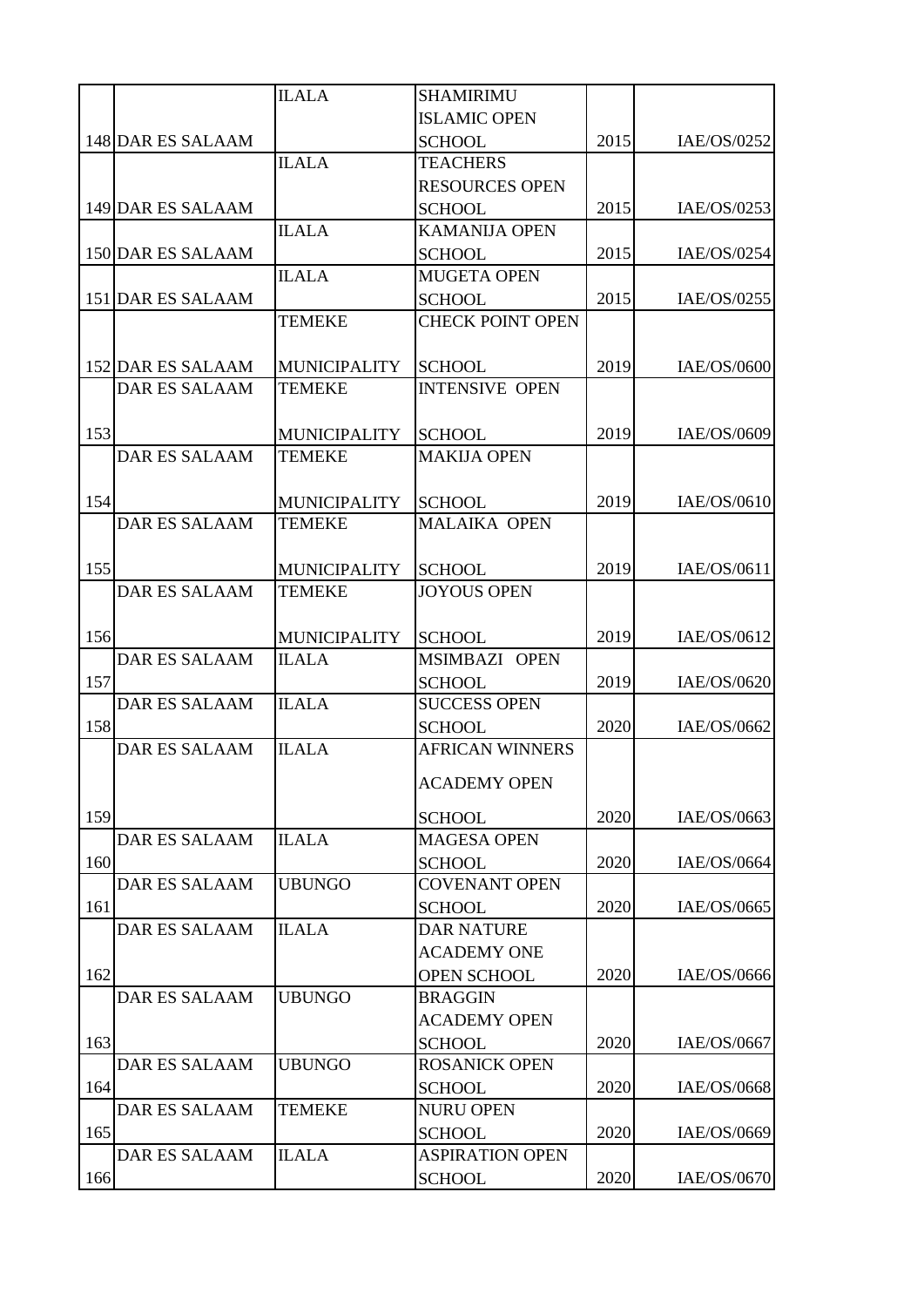| | | | | | |
|---|---|---|---|---|---|
| 148 | DAR ES SALAAM | ILALA | SHAMIRIMU ISLAMIC OPEN SCHOOL | 2015 | IAE/OS/0252 |
| 149 | DAR ES SALAAM | ILALA | TEACHERS RESOURCES OPEN SCHOOL | 2015 | IAE/OS/0253 |
| 150 | DAR ES SALAAM | ILALA | KAMANIJA OPEN SCHOOL | 2015 | IAE/OS/0254 |
| 151 | DAR ES SALAAM | ILALA | MUGETA OPEN SCHOOL | 2015 | IAE/OS/0255 |
| 152 | DAR ES SALAAM | TEMEKE MUNICIPALITY | CHECK POINT OPEN SCHOOL | 2019 | IAE/OS/0600 |
| 153 | DAR ES SALAAM | TEMEKE MUNICIPALITY | INTENSIVE OPEN SCHOOL | 2019 | IAE/OS/0609 |
| 154 | DAR ES SALAAM | TEMEKE MUNICIPALITY | MAKIJA OPEN SCHOOL | 2019 | IAE/OS/0610 |
| 155 | DAR ES SALAAM | TEMEKE MUNICIPALITY | MALAIKA OPEN SCHOOL | 2019 | IAE/OS/0611 |
| 156 | DAR ES SALAAM | TEMEKE MUNICIPALITY | JOYOUS OPEN SCHOOL | 2019 | IAE/OS/0612 |
| 157 | DAR ES SALAAM | ILALA | MSIMBAZI OPEN SCHOOL | 2019 | IAE/OS/0620 |
| 158 | DAR ES SALAAM | ILALA | SUCCESS OPEN SCHOOL | 2020 | IAE/OS/0662 |
| 159 | DAR ES SALAAM | ILALA | AFRICAN WINNERS ACADEMY OPEN SCHOOL | 2020 | IAE/OS/0663 |
| 160 | DAR ES SALAAM | ILALA | MAGESA OPEN SCHOOL | 2020 | IAE/OS/0664 |
| 161 | DAR ES SALAAM | UBUNGO | COVENANT OPEN SCHOOL | 2020 | IAE/OS/0665 |
| 162 | DAR ES SALAAM | ILALA | DAR NATURE ACADEMY ONE OPEN SCHOOL | 2020 | IAE/OS/0666 |
| 163 | DAR ES SALAAM | UBUNGO | BRAGGIN ACADEMY OPEN SCHOOL | 2020 | IAE/OS/0667 |
| 164 | DAR ES SALAAM | UBUNGO | ROSANICK OPEN SCHOOL | 2020 | IAE/OS/0668 |
| 165 | DAR ES SALAAM | TEMEKE | NURU OPEN SCHOOL | 2020 | IAE/OS/0669 |
| 166 | DAR ES SALAAM | ILALA | ASPIRATION OPEN SCHOOL | 2020 | IAE/OS/0670 |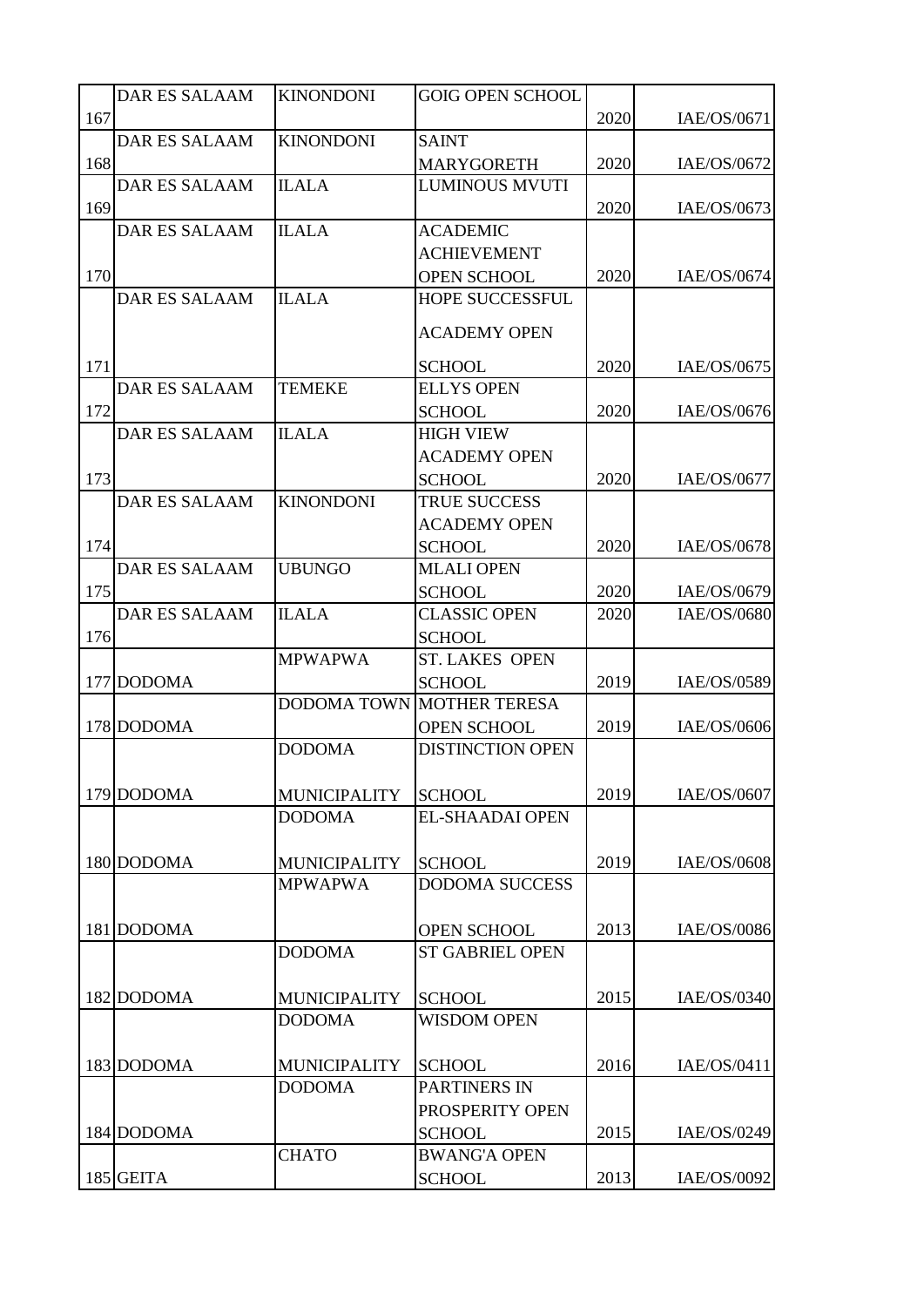| | | | | | |
|---|---|---|---|---|---|
| 167 | DAR ES SALAAM | KINONDONI | GOIG OPEN SCHOOL | 2020 | IAE/OS/0671 |
| 168 | DAR ES SALAAM | KINONDONI | SAINT MARYGORETH | 2020 | IAE/OS/0672 |
| 169 | DAR ES SALAAM | ILALA | LUMINOUS MVUTI | 2020 | IAE/OS/0673 |
| 170 | DAR ES SALAAM | ILALA | ACADEMIC ACHIEVEMENT OPEN SCHOOL | 2020 | IAE/OS/0674 |
| 171 | DAR ES SALAAM | ILALA | HOPE SUCCESSFUL ACADEMY OPEN SCHOOL | 2020 | IAE/OS/0675 |
| 172 | DAR ES SALAAM | TEMEKE | ELLYS OPEN SCHOOL | 2020 | IAE/OS/0676 |
| 173 | DAR ES SALAAM | ILALA | HIGH VIEW ACADEMY OPEN SCHOOL | 2020 | IAE/OS/0677 |
| 174 | DAR ES SALAAM | KINONDONI | TRUE SUCCESS ACADEMY OPEN SCHOOL | 2020 | IAE/OS/0678 |
| 175 | DAR ES SALAAM | UBUNGO | MLALI OPEN SCHOOL | 2020 | IAE/OS/0679 |
| 176 | DAR ES SALAAM | ILALA | CLASSIC OPEN SCHOOL | 2020 | IAE/OS/0680 |
| 177 | DODOMA | MPWAPWA | ST. LAKES OPEN SCHOOL | 2019 | IAE/OS/0589 |
| 178 | DODOMA | DODOMA TOWN | MOTHER TERESA OPEN SCHOOL | 2019 | IAE/OS/0606 |
| 179 | DODOMA | DODOMA MUNICIPALITY | DISTINCTION OPEN SCHOOL | 2019 | IAE/OS/0607 |
| 180 | DODOMA | DODOMA MUNICIPALITY | EL-SHAADAI OPEN SCHOOL | 2019 | IAE/OS/0608 |
| 181 | DODOMA | MPWAPWA | DODOMA SUCCESS OPEN SCHOOL | 2013 | IAE/OS/0086 |
| 182 | DODOMA | DODOMA MUNICIPALITY | ST GABRIEL OPEN SCHOOL | 2015 | IAE/OS/0340 |
| 183 | DODOMA | DODOMA MUNICIPALITY | WISDOM OPEN SCHOOL | 2016 | IAE/OS/0411 |
| 184 | DODOMA | DODOMA | PARTINERS IN PROSPERITY OPEN SCHOOL | 2015 | IAE/OS/0249 |
| 185 | GEITA | CHATO | BWANG'A OPEN SCHOOL | 2013 | IAE/OS/0092 |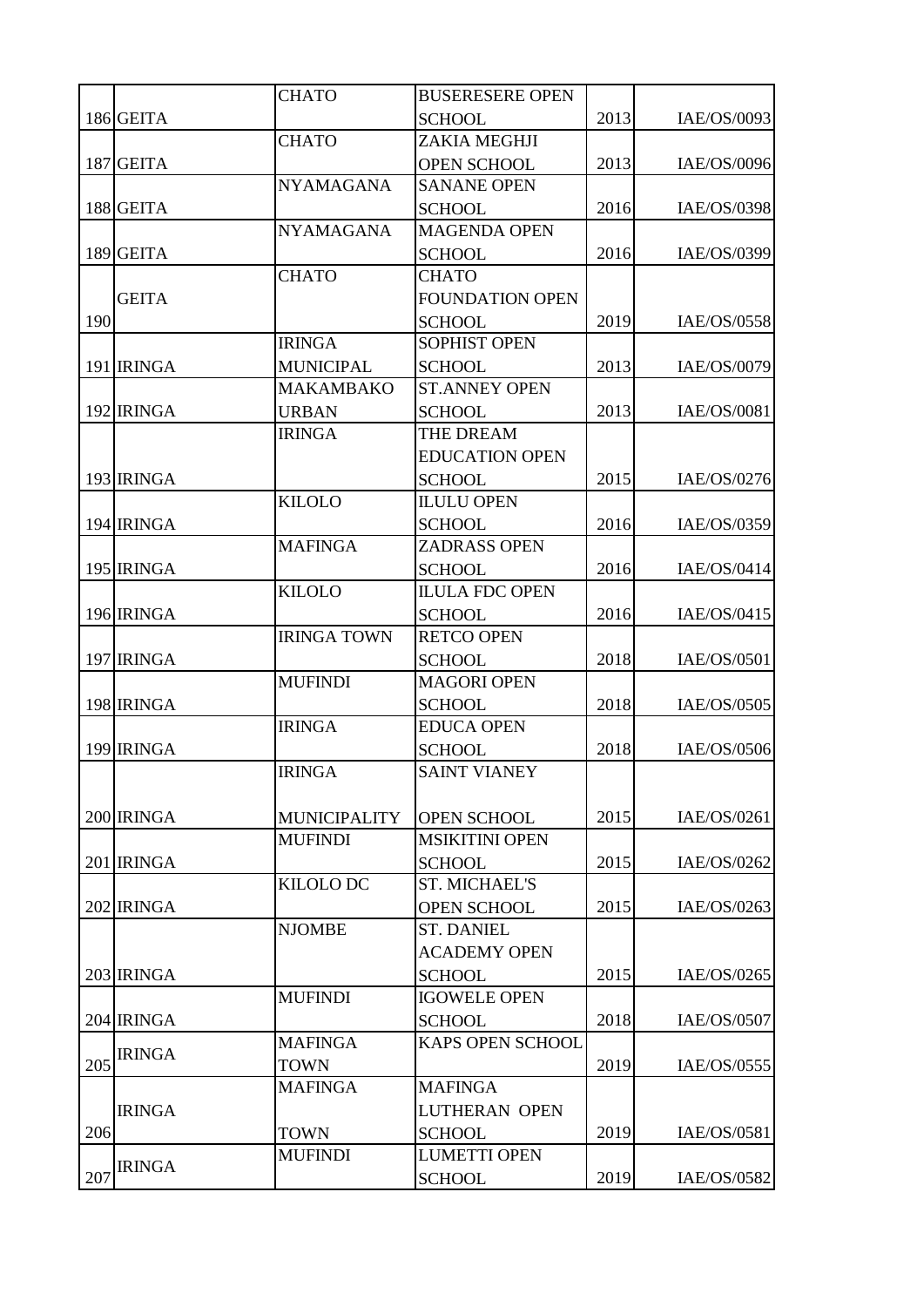| | | | | | |
|---|---|---|---|---|---|
| 186 | GEITA | CHATO | BUSERESERE OPEN SCHOOL | 2013 | IAE/OS/0093 |
| 187 | GEITA | CHATO | ZAKIA MEGHJI OPEN SCHOOL | 2013 | IAE/OS/0096 |
| 188 | GEITA | NYAMAGANA | SANANE OPEN SCHOOL | 2016 | IAE/OS/0398 |
| 189 | GEITA | NYAMAGANA | MAGENDA OPEN SCHOOL | 2016 | IAE/OS/0399 |
| 190 | GEITA | CHATO | CHATO FOUNDATION OPEN SCHOOL | 2019 | IAE/OS/0558 |
| 191 | IRINGA | IRINGA MUNICIPAL | SOPHIST OPEN SCHOOL | 2013 | IAE/OS/0079 |
| 192 | IRINGA | MAKAMBAKO URBAN | ST.ANNEY OPEN SCHOOL | 2013 | IAE/OS/0081 |
| 193 | IRINGA | IRINGA | THE DREAM EDUCATION OPEN SCHOOL | 2015 | IAE/OS/0276 |
| 194 | IRINGA | KILOLO | ILULU OPEN SCHOOL | 2016 | IAE/OS/0359 |
| 195 | IRINGA | MAFINGA | ZADRASS OPEN SCHOOL | 2016 | IAE/OS/0414 |
| 196 | IRINGA | KILOLO | ILULA FDC OPEN SCHOOL | 2016 | IAE/OS/0415 |
| 197 | IRINGA | IRINGA TOWN | RETCO OPEN SCHOOL | 2018 | IAE/OS/0501 |
| 198 | IRINGA | MUFINDI | MAGORI OPEN SCHOOL | 2018 | IAE/OS/0505 |
| 199 | IRINGA | IRINGA | EDUCA OPEN SCHOOL | 2018 | IAE/OS/0506 |
| 200 | IRINGA | IRINGA MUNICIPALITY | SAINT VIANEY OPEN SCHOOL | 2015 | IAE/OS/0261 |
| 201 | IRINGA | MUFINDI | MSIKITINI OPEN SCHOOL | 2015 | IAE/OS/0262 |
| 202 | IRINGA | KILOLO DC | ST. MICHAEL'S OPEN SCHOOL | 2015 | IAE/OS/0263 |
| 203 | IRINGA | NJOMBE | ST. DANIEL ACADEMY OPEN SCHOOL | 2015 | IAE/OS/0265 |
| 204 | IRINGA | MUFINDI | IGOWELE OPEN SCHOOL | 2018 | IAE/OS/0507 |
| 205 | IRINGA | MAFINGA TOWN | KAPS OPEN SCHOOL | 2019 | IAE/OS/0555 |
| 206 | IRINGA | MAFINGA TOWN | MAFINGA LUTHERAN OPEN SCHOOL | 2019 | IAE/OS/0581 |
| 207 | IRINGA | MUFINDI | LUMETTI OPEN SCHOOL | 2019 | IAE/OS/0582 |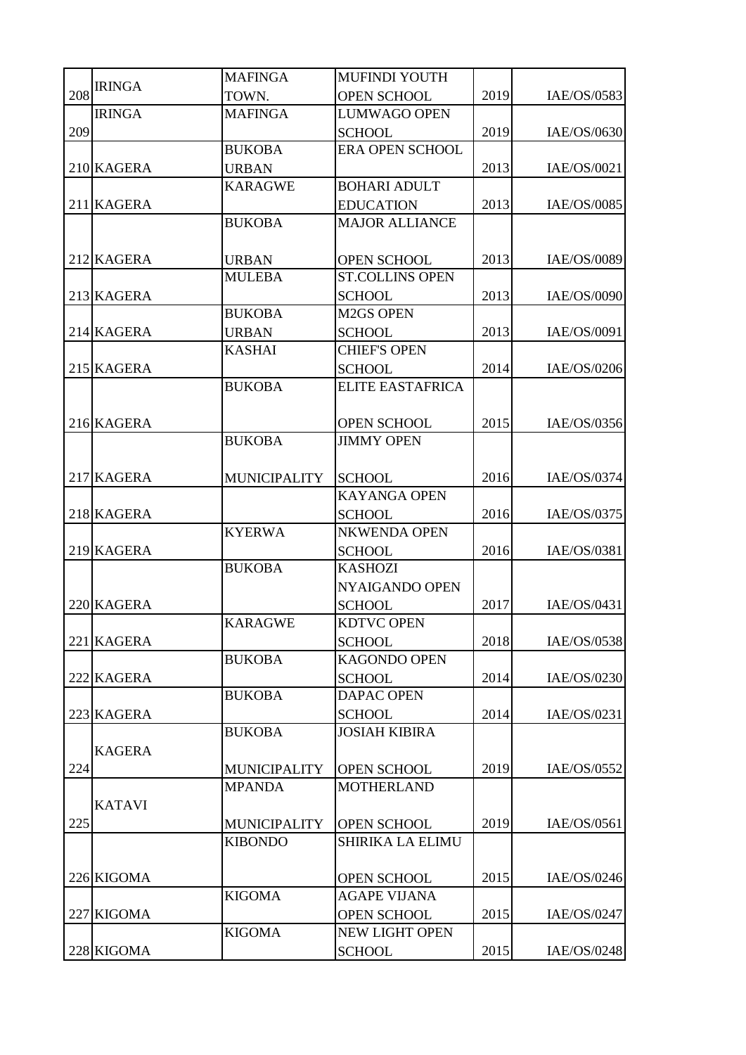| 208 | IRINGA | MAFINGA TOWN. | MUFINDI YOUTH OPEN SCHOOL | 2019 | IAE/OS/0583 |
|---|---|---|---|---|---|
| 209 | IRINGA | MAFINGA | LUMWAGO OPEN SCHOOL | 2019 | IAE/OS/0630 |
| 210 | KAGERA | BUKOBA URBAN | ERA OPEN SCHOOL | 2013 | IAE/OS/0021 |
| 211 | KAGERA | KARAGWE | BOHARI ADULT EDUCATION | 2013 | IAE/OS/0085 |
| 212 | KAGERA | BUKOBA URBAN | MAJOR ALLIANCE OPEN SCHOOL | 2013 | IAE/OS/0089 |
| 213 | KAGERA | MULEBA | ST.COLLINS OPEN SCHOOL | 2013 | IAE/OS/0090 |
| 214 | KAGERA | BUKOBA URBAN | M2GS OPEN SCHOOL | 2013 | IAE/OS/0091 |
| 215 | KAGERA | KASHAI | CHIEF'S OPEN SCHOOL | 2014 | IAE/OS/0206 |
| 216 | KAGERA | BUKOBA | ELITE EASTAFRICA OPEN SCHOOL | 2015 | IAE/OS/0356 |
| 217 | KAGERA | BUKOBA MUNICIPALITY | JIMMY OPEN SCHOOL | 2016 | IAE/OS/0374 |
| 218 | KAGERA | | KAYANGA OPEN SCHOOL | 2016 | IAE/OS/0375 |
| 219 | KAGERA | KYERWA | NKWENDA OPEN SCHOOL | 2016 | IAE/OS/0381 |
| 220 | KAGERA | BUKOBA | KASHOZI NYAIGANDO OPEN SCHOOL | 2017 | IAE/OS/0431 |
| 221 | KAGERA | KARAGWE | KDTVC OPEN SCHOOL | 2018 | IAE/OS/0538 |
| 222 | KAGERA | BUKOBA | KAGONDO OPEN SCHOOL | 2014 | IAE/OS/0230 |
| 223 | KAGERA | BUKOBA | DAPAC OPEN SCHOOL | 2014 | IAE/OS/0231 |
| 224 | KAGERA | BUKOBA MUNICIPALITY | JOSIAH KIBIRA OPEN SCHOOL | 2019 | IAE/OS/0552 |
| 225 | KATAVI | MPANDA MUNICIPALITY | MOTHERLAND OPEN SCHOOL | 2019 | IAE/OS/0561 |
| 226 | KIGOMA | KIBONDO | SHIRIKA LA ELIMU OPEN SCHOOL | 2015 | IAE/OS/0246 |
| 227 | KIGOMA | KIGOMA | AGAPE VIJANA OPEN SCHOOL | 2015 | IAE/OS/0247 |
| 228 | KIGOMA | KIGOMA | NEW LIGHT OPEN SCHOOL | 2015 | IAE/OS/0248 |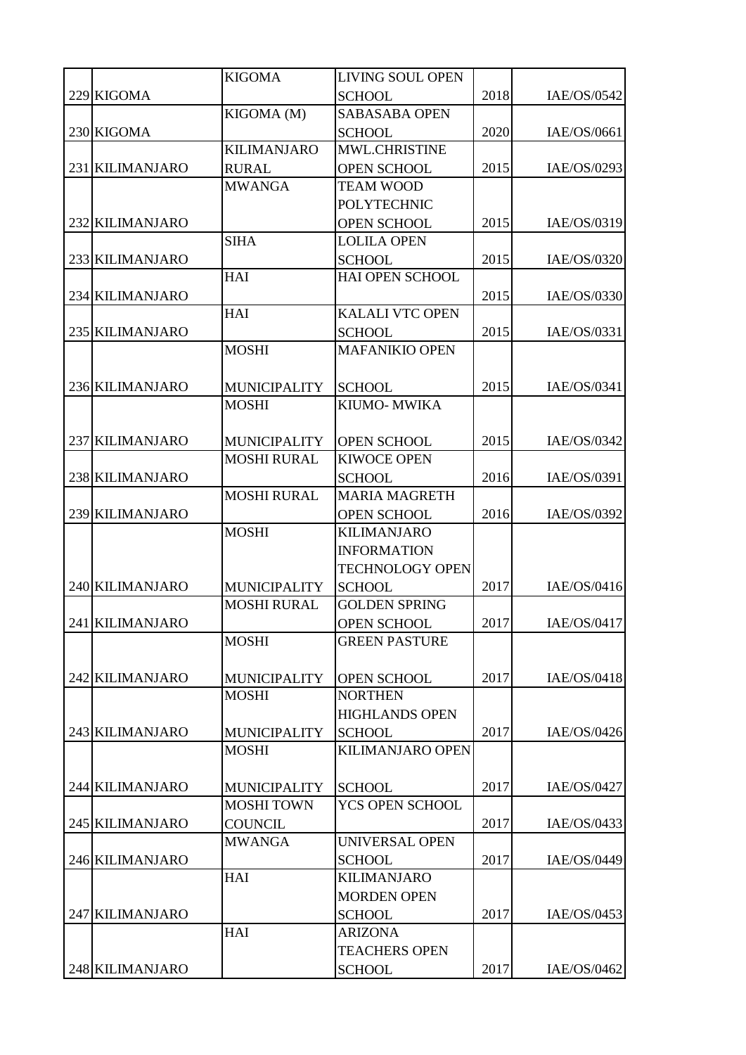| | | | | | |
|---|---|---|---|---|---|
| 229 | KIGOMA | KIGOMA | LIVING SOUL OPEN SCHOOL | 2018 | IAE/OS/0542 |
| 230 | KIGOMA | KIGOMA (M) | SABASABA OPEN SCHOOL | 2020 | IAE/OS/0661 |
| 231 | KILIMANJARO | KILIMANJARO RURAL | MWL.CHRISTINE OPEN SCHOOL | 2015 | IAE/OS/0293 |
| 232 | KILIMANJARO | MWANGA | TEAM WOOD POLYTECHNIC OPEN SCHOOL | 2015 | IAE/OS/0319 |
| 233 | KILIMANJARO | SIHA | LOLILA OPEN SCHOOL | 2015 | IAE/OS/0320 |
| 234 | KILIMANJARO | HAI | HAI OPEN SCHOOL | 2015 | IAE/OS/0330 |
| 235 | KILIMANJARO | HAI | KALALI VTC OPEN SCHOOL | 2015 | IAE/OS/0331 |
| 236 | KILIMANJARO | MOSHI MUNICIPALITY | MAFANIKIO OPEN SCHOOL | 2015 | IAE/OS/0341 |
| 237 | KILIMANJARO | MOSHI MUNICIPALITY | KIUMO- MWIKA OPEN SCHOOL | 2015 | IAE/OS/0342 |
| 238 | KILIMANJARO | MOSHI RURAL | KIWOCE OPEN SCHOOL | 2016 | IAE/OS/0391 |
| 239 | KILIMANJARO | MOSHI RURAL | MARIA MAGRETH OPEN SCHOOL | 2016 | IAE/OS/0392 |
| 240 | KILIMANJARO | MOSHI MUNICIPALITY | KILIMANJARO INFORMATION TECHNOLOGY OPEN SCHOOL | 2017 | IAE/OS/0416 |
| 241 | KILIMANJARO | MOSHI RURAL | GOLDEN SPRING OPEN SCHOOL | 2017 | IAE/OS/0417 |
| 242 | KILIMANJARO | MOSHI MUNICIPALITY | GREEN PASTURE OPEN SCHOOL | 2017 | IAE/OS/0418 |
| 243 | KILIMANJARO | MOSHI MUNICIPALITY | NORTHEN HIGHLANDS OPEN SCHOOL | 2017 | IAE/OS/0426 |
| 244 | KILIMANJARO | MOSHI MUNICIPALITY | KILIMANJARO OPEN SCHOOL | 2017 | IAE/OS/0427 |
| 245 | KILIMANJARO | MOSHI TOWN COUNCIL | YCS OPEN SCHOOL | 2017 | IAE/OS/0433 |
| 246 | KILIMANJARO | MWANGA | UNIVERSAL OPEN SCHOOL | 2017 | IAE/OS/0449 |
| 247 | KILIMANJARO | HAI | KILIMANJARO MORDEN OPEN SCHOOL | 2017 | IAE/OS/0453 |
| 248 | KILIMANJARO | HAI | ARIZONA TEACHERS OPEN SCHOOL | 2017 | IAE/OS/0462 |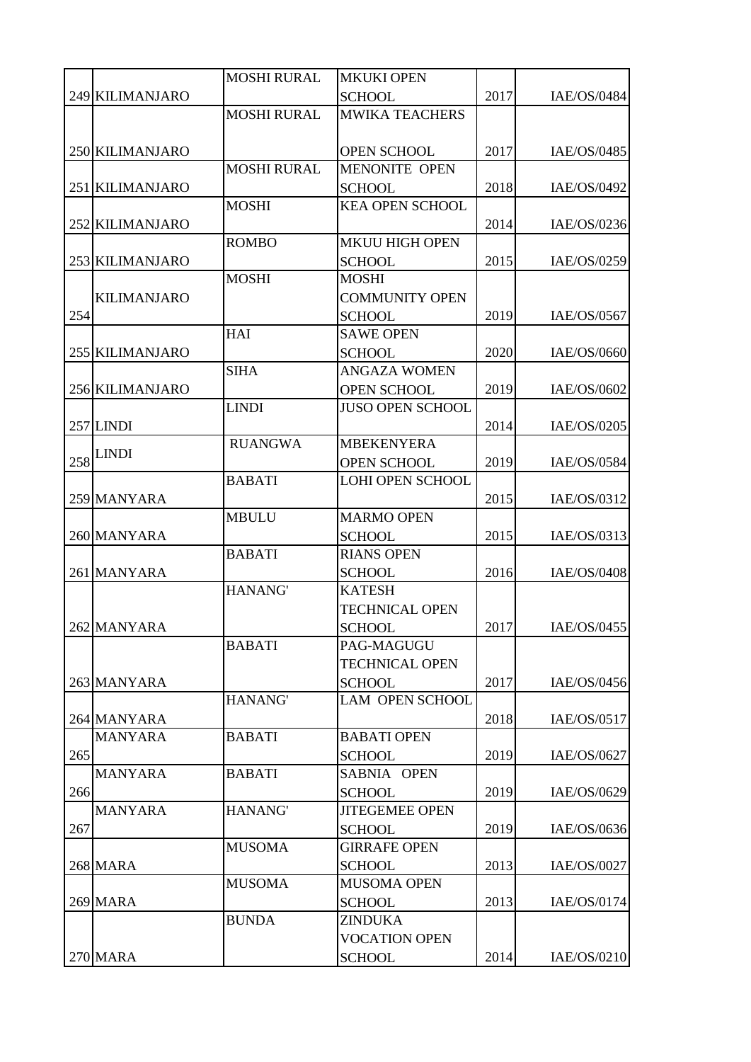| | | | | | |
|---|---|---|---|---|---|
| 249 | KILIMANJARO | MOSHI RURAL | MKUKI OPEN SCHOOL | 2017 | IAE/OS/0484 |
| 250 | KILIMANJARO | MOSHI RURAL | MWIKA TEACHERS OPEN SCHOOL | 2017 | IAE/OS/0485 |
| 251 | KILIMANJARO | MOSHI RURAL | MENONITE OPEN SCHOOL | 2018 | IAE/OS/0492 |
| 252 | KILIMANJARO | MOSHI | KEA OPEN SCHOOL | 2014 | IAE/OS/0236 |
| 253 | KILIMANJARO | ROMBO | MKUU HIGH OPEN SCHOOL | 2015 | IAE/OS/0259 |
| 254 | KILIMANJARO | MOSHI | MOSHI COMMUNITY OPEN SCHOOL | 2019 | IAE/OS/0567 |
| 255 | KILIMANJARO | HAI | SAWE OPEN SCHOOL | 2020 | IAE/OS/0660 |
| 256 | KILIMANJARO | SIHA | ANGAZA WOMEN OPEN SCHOOL | 2019 | IAE/OS/0602 |
| 257 | LINDI | LINDI | JUSO OPEN SCHOOL | 2014 | IAE/OS/0205 |
| 258 | LINDI | RUANGWA | MBEKENYERA OPEN SCHOOL | 2019 | IAE/OS/0584 |
| 259 | MANYARA | BABATI | LOHI OPEN SCHOOL | 2015 | IAE/OS/0312 |
| 260 | MANYARA | MBULU | MARMO OPEN SCHOOL | 2015 | IAE/OS/0313 |
| 261 | MANYARA | BABATI | RIANS OPEN SCHOOL | 2016 | IAE/OS/0408 |
| 262 | MANYARA | HANANG' | KATESH TECHNICAL OPEN SCHOOL | 2017 | IAE/OS/0455 |
| 263 | MANYARA | BABATI | PAG-MAGUGU TECHNICAL OPEN SCHOOL | 2017 | IAE/OS/0456 |
| 264 | MANYARA | HANANG' | LAM OPEN SCHOOL | 2018 | IAE/OS/0517 |
| 265 | MANYARA | BABATI | BABATI OPEN SCHOOL | 2019 | IAE/OS/0627 |
| 266 | MANYARA | BABATI | SABNIA OPEN SCHOOL | 2019 | IAE/OS/0629 |
| 267 | MANYARA | HANANG' | JITEGEMEE OPEN SCHOOL | 2019 | IAE/OS/0636 |
| 268 | MARA | MUSOMA | GIRRAFE OPEN SCHOOL | 2013 | IAE/OS/0027 |
| 269 | MARA | MUSOMA | MUSOMA OPEN SCHOOL | 2013 | IAE/OS/0174 |
| 270 | MARA | BUNDA | ZINDUKA VOCATION OPEN SCHOOL | 2014 | IAE/OS/0210 |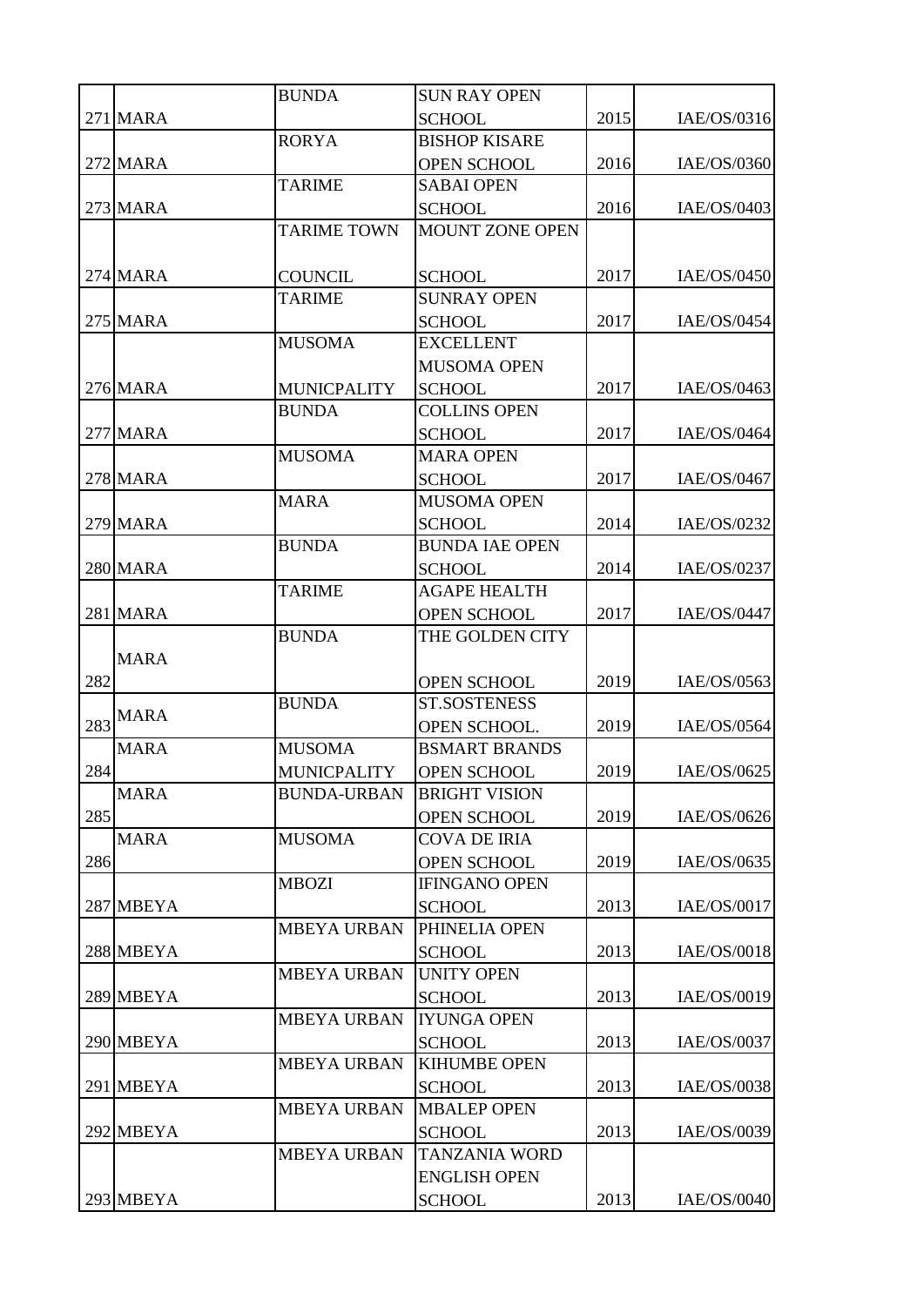| | | | | | |
|---|---|---|---|---|---|
| 271 | MARA | BUNDA | SUN RAY OPEN SCHOOL | 2015 | IAE/OS/0316 |
| 272 | MARA | RORYA | BISHOP KISARE OPEN SCHOOL | 2016 | IAE/OS/0360 |
| 273 | MARA | TARIME | SABAI OPEN SCHOOL | 2016 | IAE/OS/0403 |
| 274 | MARA | TARIME TOWN COUNCIL | MOUNT ZONE OPEN SCHOOL | 2017 | IAE/OS/0450 |
| 275 | MARA | TARIME | SUNRAY OPEN SCHOOL | 2017 | IAE/OS/0454 |
| 276 | MARA | MUSOMA MUNICPALITY | EXCELLENT MUSOMA OPEN SCHOOL | 2017 | IAE/OS/0463 |
| 277 | MARA | BUNDA | COLLINS OPEN SCHOOL | 2017 | IAE/OS/0464 |
| 278 | MARA | MUSOMA | MARA OPEN SCHOOL | 2017 | IAE/OS/0467 |
| 279 | MARA | MARA | MUSOMA OPEN SCHOOL | 2014 | IAE/OS/0232 |
| 280 | MARA | BUNDA | BUNDA IAE OPEN SCHOOL | 2014 | IAE/OS/0237 |
| 281 | MARA | TARIME | AGAPE HEALTH OPEN SCHOOL | 2017 | IAE/OS/0447 |
| 282 | MARA | BUNDA | THE GOLDEN CITY OPEN SCHOOL | 2019 | IAE/OS/0563 |
| 283 | MARA | BUNDA | ST.SOSTENESS OPEN SCHOOL. | 2019 | IAE/OS/0564 |
| 284 | MARA | MUSOMA MUNICPALITY | BSMART BRANDS OPEN SCHOOL | 2019 | IAE/OS/0625 |
| 285 | MARA | BUNDA-URBAN | BRIGHT VISION OPEN SCHOOL | 2019 | IAE/OS/0626 |
| 286 | MARA | MUSOMA | COVA DE IRIA OPEN SCHOOL | 2019 | IAE/OS/0635 |
| 287 | MBEYA | MBOZI | IFINGANO OPEN SCHOOL | 2013 | IAE/OS/0017 |
| 288 | MBEYA | MBEYA URBAN | PHINELIA OPEN SCHOOL | 2013 | IAE/OS/0018 |
| 289 | MBEYA | MBEYA URBAN | UNITY OPEN SCHOOL | 2013 | IAE/OS/0019 |
| 290 | MBEYA | MBEYA URBAN | IYUNGA OPEN SCHOOL | 2013 | IAE/OS/0037 |
| 291 | MBEYA | MBEYA URBAN | KIHUMBE OPEN SCHOOL | 2013 | IAE/OS/0038 |
| 292 | MBEYA | MBEYA URBAN | MBALEP OPEN SCHOOL | 2013 | IAE/OS/0039 |
| 293 | MBEYA | MBEYA URBAN | TANZANIA WORD ENGLISH OPEN SCHOOL | 2013 | IAE/OS/0040 |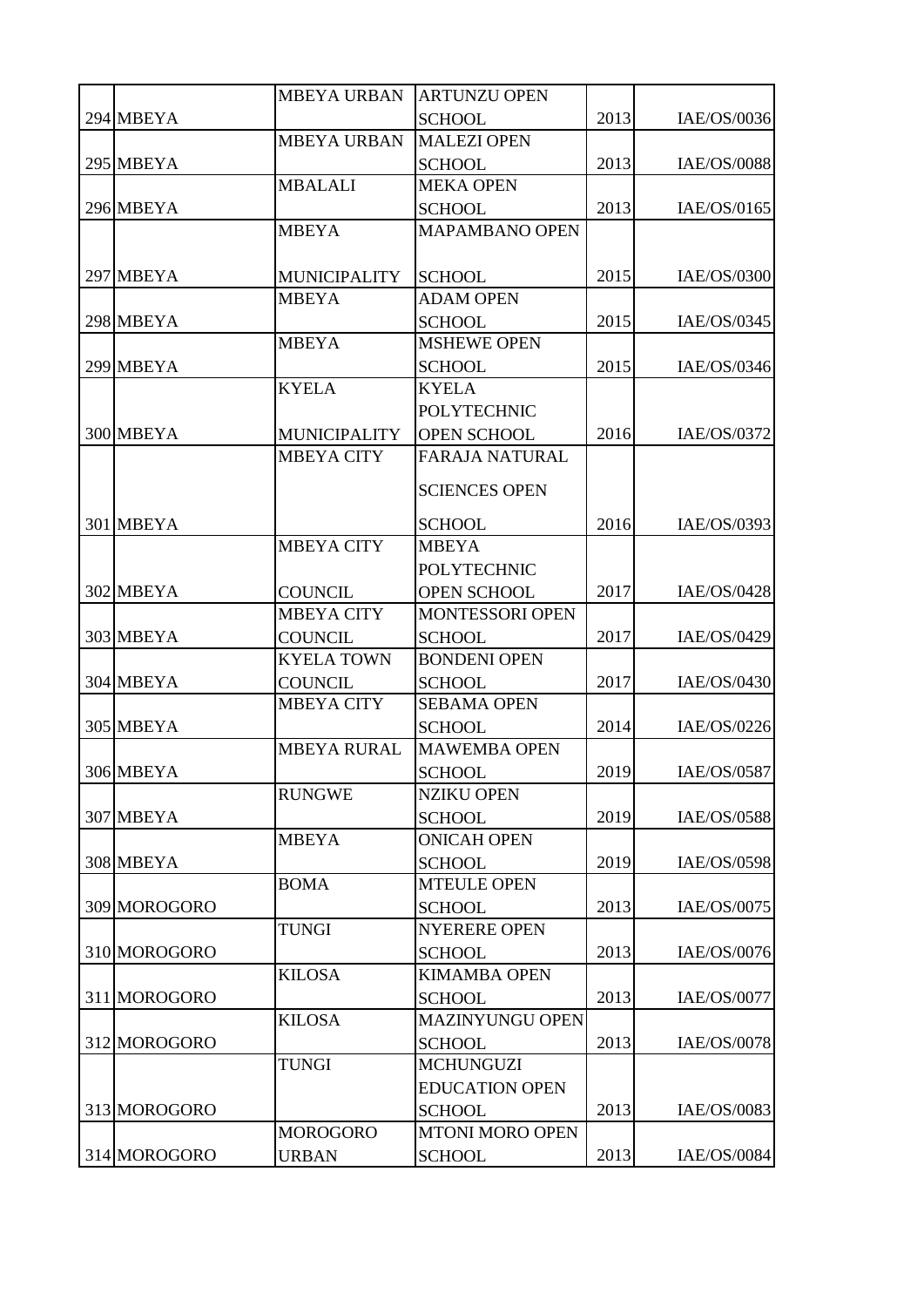| | | | | | |
|---|---|---|---|---|---|
| 294 | MBEYA | MBEYA URBAN | ARTUNZU OPEN SCHOOL | 2013 | IAE/OS/0036 |
| 295 | MBEYA | MBEYA URBAN | MALEZI OPEN SCHOOL | 2013 | IAE/OS/0088 |
| 296 | MBEYA | MBALALI | MEKA OPEN SCHOOL | 2013 | IAE/OS/0165 |
| 297 | MBEYA | MBEYA MUNICIPALITY | MAPAMBANO OPEN SCHOOL | 2015 | IAE/OS/0300 |
| 298 | MBEYA | MBEYA | ADAM OPEN SCHOOL | 2015 | IAE/OS/0345 |
| 299 | MBEYA | MBEYA | MSHEWE OPEN SCHOOL | 2015 | IAE/OS/0346 |
| 300 | MBEYA | KYELA MUNICIPALITY | KYELA POLYTECHNIC OPEN SCHOOL | 2016 | IAE/OS/0372 |
| 301 | MBEYA | MBEYA CITY | FARAJA NATURAL SCIENCES OPEN SCHOOL | 2016 | IAE/OS/0393 |
| 302 | MBEYA | MBEYA CITY COUNCIL | MBEYA POLYTECHNIC OPEN SCHOOL | 2017 | IAE/OS/0428 |
| 303 | MBEYA | MBEYA CITY COUNCIL | MONTESSORI OPEN SCHOOL | 2017 | IAE/OS/0429 |
| 304 | MBEYA | KYELA TOWN COUNCIL | BONDENI OPEN SCHOOL | 2017 | IAE/OS/0430 |
| 305 | MBEYA | MBEYA CITY | SEBAMA OPEN SCHOOL | 2014 | IAE/OS/0226 |
| 306 | MBEYA | MBEYA RURAL | MAWEMBA OPEN SCHOOL | 2019 | IAE/OS/0587 |
| 307 | MBEYA | RUNGWE | NZIKU OPEN SCHOOL | 2019 | IAE/OS/0588 |
| 308 | MBEYA | MBEYA | ONICAH OPEN SCHOOL | 2019 | IAE/OS/0598 |
| 309 | MOROGORO | BOMA | MTEULE OPEN SCHOOL | 2013 | IAE/OS/0075 |
| 310 | MOROGORO | TUNGI | NYERERE OPEN SCHOOL | 2013 | IAE/OS/0076 |
| 311 | MOROGORO | KILOSA | KIMAMBA OPEN SCHOOL | 2013 | IAE/OS/0077 |
| 312 | MOROGORO | KILOSA | MAZINYUNGU OPEN SCHOOL | 2013 | IAE/OS/0078 |
| 313 | MOROGORO | TUNGI | MCHUNGUZI EDUCATION OPEN SCHOOL | 2013 | IAE/OS/0083 |
| 314 | MOROGORO | MOROGORO URBAN | MTONI MORO OPEN SCHOOL | 2013 | IAE/OS/0084 |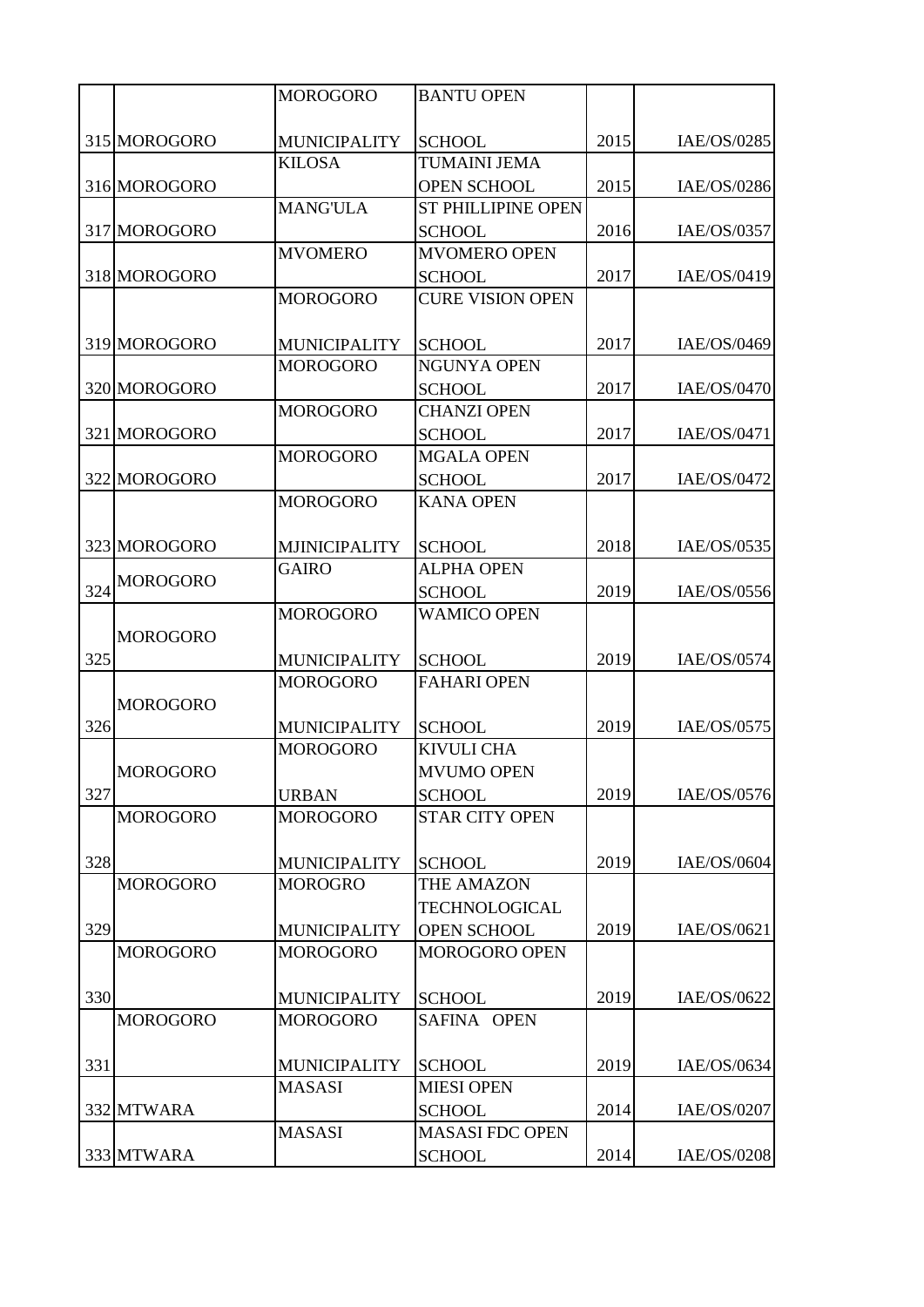| | | | | | |
|---|---|---|---|---|---|
| 315 | MOROGORO | MOROGORO MUNICIPALITY | BANTU OPEN SCHOOL | 2015 | IAE/OS/0285 |
| 316 | MOROGORO | KILOSA | TUMAINI JEMA OPEN SCHOOL | 2015 | IAE/OS/0286 |
| 317 | MOROGORO | MANG'ULA | ST PHILLIPINE OPEN SCHOOL | 2016 | IAE/OS/0357 |
| 318 | MOROGORO | MVOMERO | MVOMERO OPEN SCHOOL | 2017 | IAE/OS/0419 |
| 319 | MOROGORO | MOROGORO MUNICIPALITY | CURE VISION OPEN SCHOOL | 2017 | IAE/OS/0469 |
| 320 | MOROGORO | MOROGORO | NGUNYA OPEN SCHOOL | 2017 | IAE/OS/0470 |
| 321 | MOROGORO | MOROGORO | CHANZI OPEN SCHOOL | 2017 | IAE/OS/0471 |
| 322 | MOROGORO | MOROGORO | MGALA OPEN SCHOOL | 2017 | IAE/OS/0472 |
| 323 | MOROGORO | MOROGORO MJINICIPALITY | KANA OPEN SCHOOL | 2018 | IAE/OS/0535 |
| 324 | MOROGORO | GAIRO | ALPHA OPEN SCHOOL | 2019 | IAE/OS/0556 |
| 325 | MOROGORO | MOROGORO MUNICIPALITY | WAMICO OPEN SCHOOL | 2019 | IAE/OS/0574 |
| 326 | MOROGORO | MOROGORO MUNICIPALITY | FAHARI OPEN SCHOOL | 2019 | IAE/OS/0575 |
| 327 | MOROGORO | MOROGORO URBAN | KIVULI CHA MVUMO OPEN SCHOOL | 2019 | IAE/OS/0576 |
| 328 | MOROGORO | MOROGORO MUNICIPALITY | STAR CITY OPEN SCHOOL | 2019 | IAE/OS/0604 |
| 329 | MOROGORO | MOROGRO MUNICIPALITY | THE AMAZON TECHNOLOGICAL OPEN SCHOOL | 2019 | IAE/OS/0621 |
| 330 | MOROGORO | MOROGORO MUNICIPALITY | MOROGORO OPEN SCHOOL | 2019 | IAE/OS/0622 |
| 331 | MOROGORO | MOROGORO MUNICIPALITY | SAFINA OPEN SCHOOL | 2019 | IAE/OS/0634 |
| 332 | MTWARA | MASASI | MIESI OPEN SCHOOL | 2014 | IAE/OS/0207 |
| 333 | MTWARA | MASASI | MASASI FDC OPEN SCHOOL | 2014 | IAE/OS/0208 |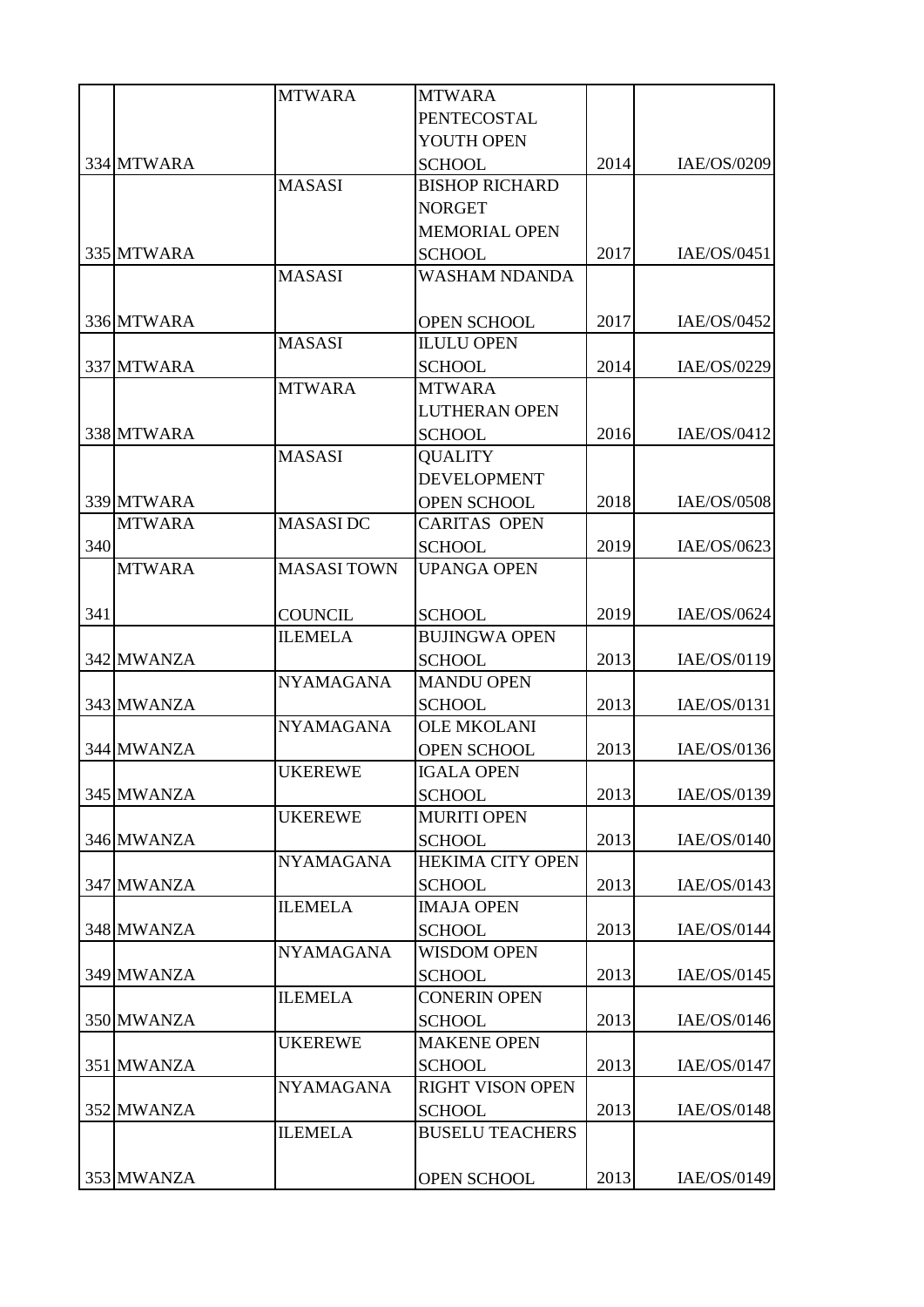| | | | | | |
|---|---|---|---|---|---|
| 334 | MTWARA | MTWARA | MTWARA PENTECOSTAL YOUTH OPEN SCHOOL | 2014 | IAE/OS/0209 |
| 335 | MTWARA | MASASI | BISHOP RICHARD NORGET MEMORIAL OPEN SCHOOL | 2017 | IAE/OS/0451 |
| 336 | MTWARA | MASASI | WASHAM NDANDA OPEN SCHOOL | 2017 | IAE/OS/0452 |
| 337 | MTWARA | MASASI | ILULU OPEN SCHOOL | 2014 | IAE/OS/0229 |
| 338 | MTWARA | MTWARA | MTWARA LUTHERAN OPEN SCHOOL | 2016 | IAE/OS/0412 |
| 339 | MTWARA | MASASI | QUALITY DEVELOPMENT OPEN SCHOOL | 2018 | IAE/OS/0508 |
| 340 | MTWARA | MASASI DC | CARITAS OPEN SCHOOL | 2019 | IAE/OS/0623 |
| 341 | MTWARA | MASASI TOWN COUNCIL | UPANGA OPEN SCHOOL | 2019 | IAE/OS/0624 |
| 342 | MWANZA | ILEMELA | BUJINGWA OPEN SCHOOL | 2013 | IAE/OS/0119 |
| 343 | MWANZA | NYAMAGANA | MANDU OPEN SCHOOL | 2013 | IAE/OS/0131 |
| 344 | MWANZA | NYAMAGANA | OLE MKOLANI OPEN SCHOOL | 2013 | IAE/OS/0136 |
| 345 | MWANZA | UKEREWE | IGALA OPEN SCHOOL | 2013 | IAE/OS/0139 |
| 346 | MWANZA | UKEREWE | MURITI OPEN SCHOOL | 2013 | IAE/OS/0140 |
| 347 | MWANZA | NYAMAGANA | HEKIMA CITY OPEN SCHOOL | 2013 | IAE/OS/0143 |
| 348 | MWANZA | ILEMELA | IMAJA OPEN SCHOOL | 2013 | IAE/OS/0144 |
| 349 | MWANZA | NYAMAGANA | WISDOM OPEN SCHOOL | 2013 | IAE/OS/0145 |
| 350 | MWANZA | ILEMELA | CONERIN OPEN SCHOOL | 2013 | IAE/OS/0146 |
| 351 | MWANZA | UKEREWE | MAKENE OPEN SCHOOL | 2013 | IAE/OS/0147 |
| 352 | MWANZA | NYAMAGANA | RIGHT VISON OPEN SCHOOL | 2013 | IAE/OS/0148 |
| 353 | MWANZA | ILEMELA | BUSELU TEACHERS OPEN SCHOOL | 2013 | IAE/OS/0149 |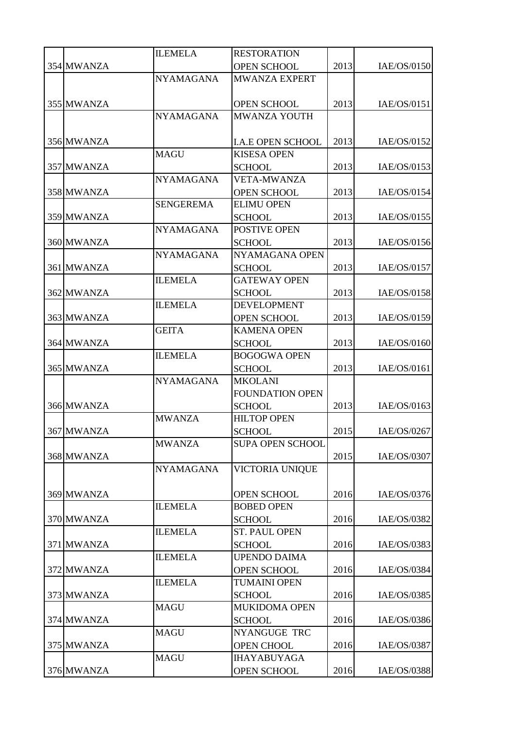| | | | | | |
|---|---|---|---|---|---|
| 354 | MWANZA | ILEMELA | RESTORATION OPEN SCHOOL | 2013 | IAE/OS/0150 |
| 355 | MWANZA | NYAMAGANA | MWANZA EXPERT OPEN SCHOOL | 2013 | IAE/OS/0151 |
| 356 | MWANZA | NYAMAGANA | MWANZA YOUTH I.A.E OPEN SCHOOL | 2013 | IAE/OS/0152 |
| 357 | MWANZA | MAGU | KISESA OPEN SCHOOL | 2013 | IAE/OS/0153 |
| 358 | MWANZA | NYAMAGANA | VETA-MWANZA OPEN SCHOOL | 2013 | IAE/OS/0154 |
| 359 | MWANZA | SENGEREMA | ELIMU OPEN SCHOOL | 2013 | IAE/OS/0155 |
| 360 | MWANZA | NYAMAGANA | POSTIVE OPEN SCHOOL | 2013 | IAE/OS/0156 |
| 361 | MWANZA | NYAMAGANA | NYAMAGANA OPEN SCHOOL | 2013 | IAE/OS/0157 |
| 362 | MWANZA | ILEMELA | GATEWAY OPEN SCHOOL | 2013 | IAE/OS/0158 |
| 363 | MWANZA | ILEMELA | DEVELOPMENT OPEN SCHOOL | 2013 | IAE/OS/0159 |
| 364 | MWANZA | GEITA | KAMENA OPEN SCHOOL | 2013 | IAE/OS/0160 |
| 365 | MWANZA | ILEMELA | BOGOGWA OPEN SCHOOL | 2013 | IAE/OS/0161 |
| 366 | MWANZA | NYAMAGANA | MKOLANI FOUNDATION OPEN SCHOOL | 2013 | IAE/OS/0163 |
| 367 | MWANZA | MWANZA | HILTOP OPEN SCHOOL | 2015 | IAE/OS/0267 |
| 368 | MWANZA | MWANZA | SUPA OPEN SCHOOL | 2015 | IAE/OS/0307 |
| 369 | MWANZA | NYAMAGANA | VICTORIA UNIQUE OPEN SCHOOL | 2016 | IAE/OS/0376 |
| 370 | MWANZA | ILEMELA | BOBED OPEN SCHOOL | 2016 | IAE/OS/0382 |
| 371 | MWANZA | ILEMELA | ST. PAUL OPEN SCHOOL | 2016 | IAE/OS/0383 |
| 372 | MWANZA | ILEMELA | UPENDO DAIMA OPEN SCHOOL | 2016 | IAE/OS/0384 |
| 373 | MWANZA | ILEMELA | TUMAINI OPEN SCHOOL | 2016 | IAE/OS/0385 |
| 374 | MWANZA | MAGU | MUKIDOMA OPEN SCHOOL | 2016 | IAE/OS/0386 |
| 375 | MWANZA | MAGU | NYANGUGE TRC OPEN CHOOL | 2016 | IAE/OS/0387 |
| 376 | MWANZA | MAGU | IHAYABUYAGA OPEN SCHOOL | 2016 | IAE/OS/0388 |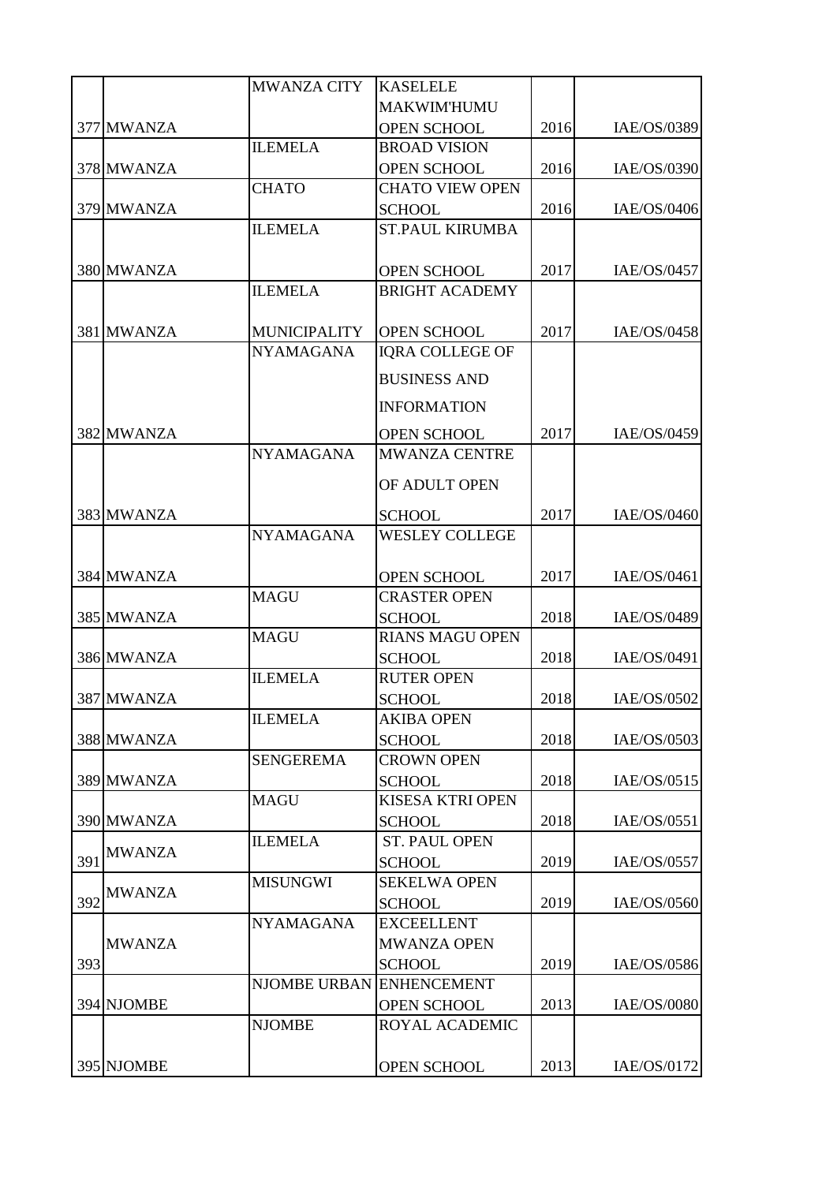| | | | | | |
|---|---|---|---|---|---|
| 377 | MWANZA | MWANZA CITY | KASELELE MAKWIM'HUMU OPEN SCHOOL | 2016 | IAE/OS/0389 |
| 378 | MWANZA | ILEMELA | BROAD VISION OPEN SCHOOL | 2016 | IAE/OS/0390 |
| 379 | MWANZA | CHATO | CHATO VIEW OPEN SCHOOL | 2016 | IAE/OS/0406 |
| 380 | MWANZA | ILEMELA | ST.PAUL KIRUMBA OPEN SCHOOL | 2017 | IAE/OS/0457 |
| 381 | MWANZA | ILEMELA MUNICIPALITY | BRIGHT ACADEMY OPEN SCHOOL | 2017 | IAE/OS/0458 |
| 382 | MWANZA | NYAMAGANA | IQRA COLLEGE OF BUSINESS AND INFORMATION OPEN SCHOOL | 2017 | IAE/OS/0459 |
| 383 | MWANZA | NYAMAGANA | MWANZA CENTRE OF ADULT OPEN SCHOOL | 2017 | IAE/OS/0460 |
| 384 | MWANZA | NYAMAGANA | WESLEY COLLEGE OPEN SCHOOL | 2017 | IAE/OS/0461 |
| 385 | MWANZA | MAGU | CRASTER OPEN SCHOOL | 2018 | IAE/OS/0489 |
| 386 | MWANZA | MAGU | RIANS MAGU OPEN SCHOOL | 2018 | IAE/OS/0491 |
| 387 | MWANZA | ILEMELA | RUTER OPEN SCHOOL | 2018 | IAE/OS/0502 |
| 388 | MWANZA | ILEMELA | AKIBA OPEN SCHOOL | 2018 | IAE/OS/0503 |
| 389 | MWANZA | SENGEREMA | CROWN OPEN SCHOOL | 2018 | IAE/OS/0515 |
| 390 | MWANZA | MAGU | KISESA KTRI OPEN SCHOOL | 2018 | IAE/OS/0551 |
| 391 | MWANZA | ILEMELA | ST. PAUL OPEN SCHOOL | 2019 | IAE/OS/0557 |
| 392 | MWANZA | MISUNGWI | SEKELWA OPEN SCHOOL | 2019 | IAE/OS/0560 |
| 393 | MWANZA | NYAMAGANA | EXCEELLENT MWANZA OPEN SCHOOL | 2019 | IAE/OS/0586 |
| 394 | NJOMBE | NJOMBE URBAN | ENHENCEMENT OPEN SCHOOL | 2013 | IAE/OS/0080 |
| 395 | NJOMBE | NJOMBE | ROYAL ACADEMIC OPEN SCHOOL | 2013 | IAE/OS/0172 |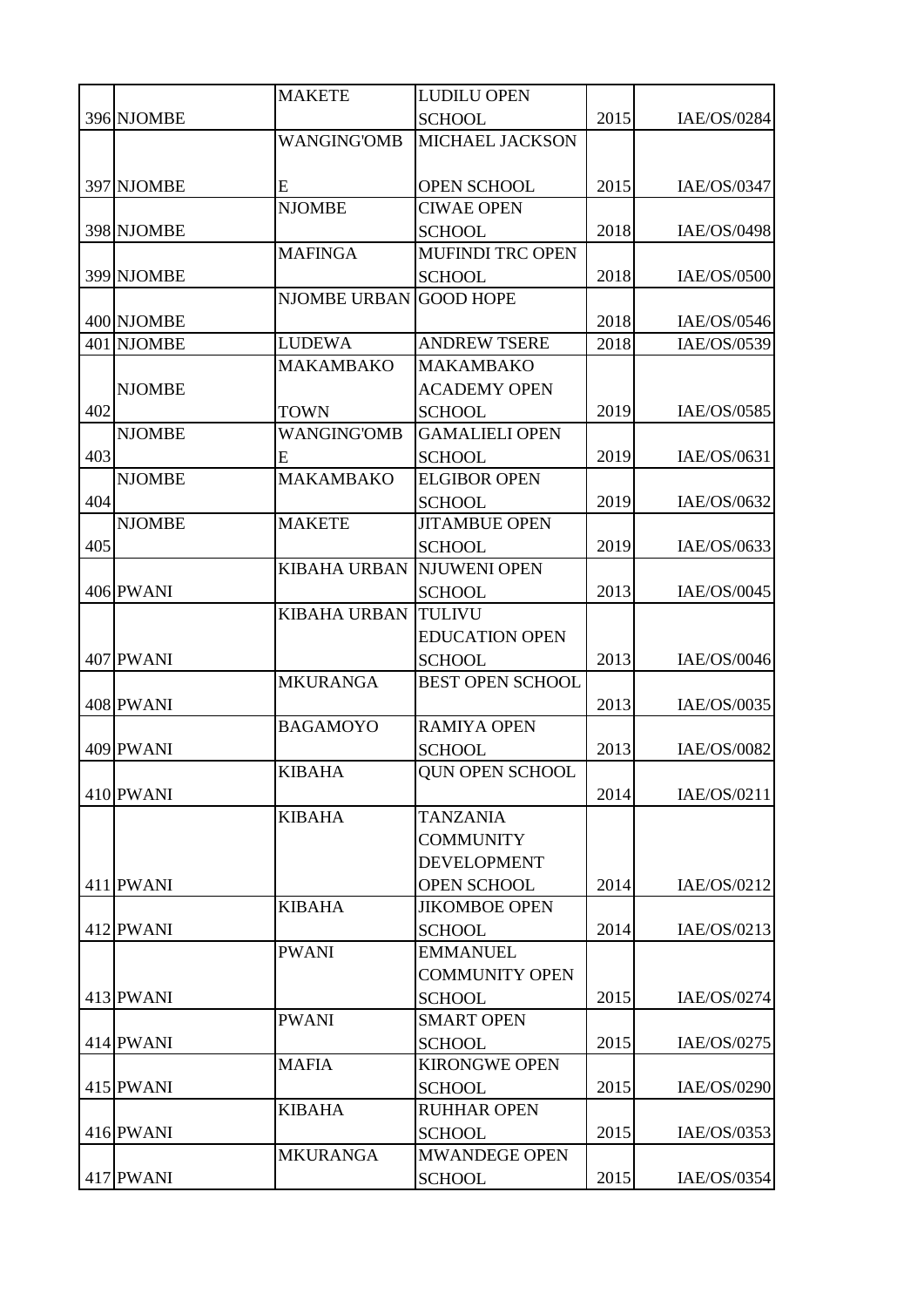| | | | | | |
|---|---|---|---|---|---|
| 396 | NJOMBE | MAKETE | LUDILU OPEN SCHOOL | 2015 | IAE/OS/0284 |
| 397 | NJOMBE | WANGING'OMBE | MICHAEL JACKSON OPEN SCHOOL | 2015 | IAE/OS/0347 |
| 398 | NJOMBE | NJOMBE | CIWAE OPEN SCHOOL | 2018 | IAE/OS/0498 |
| 399 | NJOMBE | MAFINGA | MUFINDI TRC OPEN SCHOOL | 2018 | IAE/OS/0500 |
| 400 | NJOMBE | NJOMBE URBAN | GOOD HOPE | 2018 | IAE/OS/0546 |
| 401 | NJOMBE | LUDEWA | ANDREW TSERE | 2018 | IAE/OS/0539 |
| 402 | NJOMBE | MAKAMBAKO TOWN | MAKAMBAKO ACADEMY OPEN SCHOOL | 2019 | IAE/OS/0585 |
| 403 | NJOMBE | WANGING'OMBE | GAMALIELI OPEN SCHOOL | 2019 | IAE/OS/0631 |
| 404 | NJOMBE | MAKAMBAKO | ELGIBOR OPEN SCHOOL | 2019 | IAE/OS/0632 |
| 405 | NJOMBE | MAKETE | JITAMBUE OPEN SCHOOL | 2019 | IAE/OS/0633 |
| 406 | PWANI | KIBAHA URBAN | NJUWENI OPEN SCHOOL | 2013 | IAE/OS/0045 |
| 407 | PWANI | KIBAHA URBAN | TULIVU EDUCATION OPEN SCHOOL | 2013 | IAE/OS/0046 |
| 408 | PWANI | MKURANGA | BEST OPEN SCHOOL | 2013 | IAE/OS/0035 |
| 409 | PWANI | BAGAMOYO | RAMIYA OPEN SCHOOL | 2013 | IAE/OS/0082 |
| 410 | PWANI | KIBAHA | QUN OPEN SCHOOL | 2014 | IAE/OS/0211 |
| 411 | PWANI | KIBAHA | TANZANIA COMMUNITY DEVELOPMENT OPEN SCHOOL | 2014 | IAE/OS/0212 |
| 412 | PWANI | KIBAHA | JIKOMBOE OPEN SCHOOL | 2014 | IAE/OS/0213 |
| 413 | PWANI | PWANI | EMMANUEL COMMUNITY OPEN SCHOOL | 2015 | IAE/OS/0274 |
| 414 | PWANI | PWANI | SMART OPEN SCHOOL | 2015 | IAE/OS/0275 |
| 415 | PWANI | MAFIA | KIRONGWE OPEN SCHOOL | 2015 | IAE/OS/0290 |
| 416 | PWANI | KIBAHA | RUHHAR OPEN SCHOOL | 2015 | IAE/OS/0353 |
| 417 | PWANI | MKURANGA | MWANDEGE OPEN SCHOOL | 2015 | IAE/OS/0354 |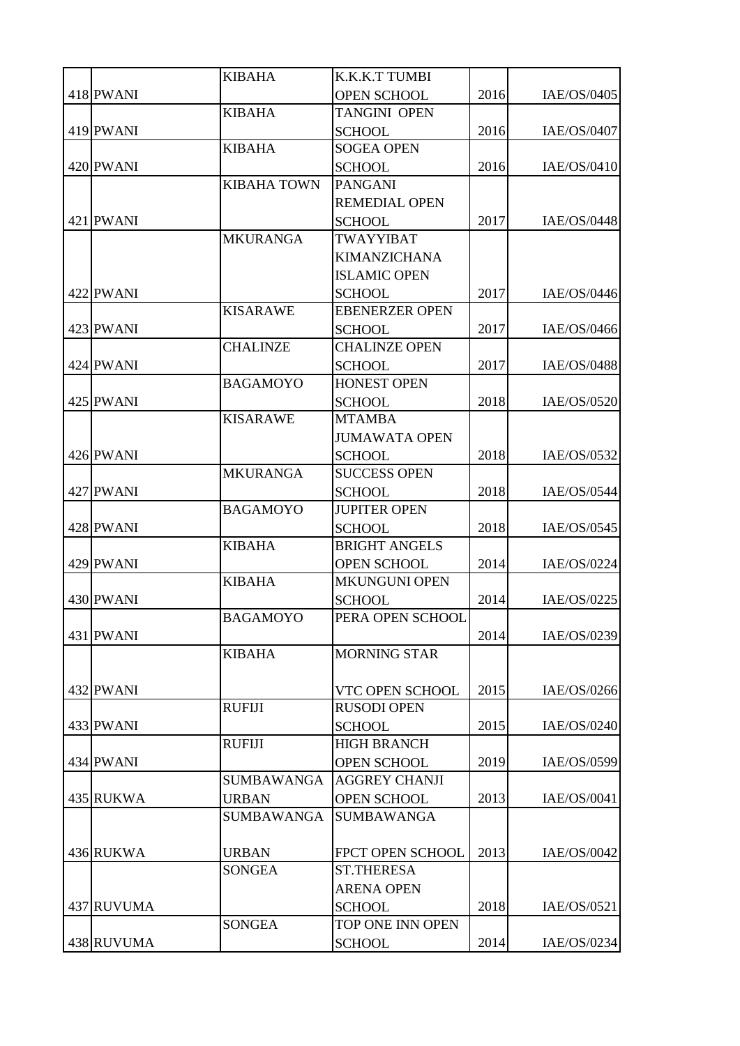| | | | | | |
|---|---|---|---|---|---|
| 418 | PWANI | KIBAHA | K.K.K.T TUMBI OPEN SCHOOL | 2016 | IAE/OS/0405 |
| 419 | PWANI | KIBAHA | TANGINI OPEN SCHOOL | 2016 | IAE/OS/0407 |
| 420 | PWANI | KIBAHA | SOGEA OPEN SCHOOL | 2016 | IAE/OS/0410 |
| 421 | PWANI | KIBAHA TOWN | PANGANI REMEDIAL OPEN SCHOOL | 2017 | IAE/OS/0448 |
| 422 | PWANI | MKURANGA | TWAYYIBAT KIMANZICHANA ISLAMIC OPEN SCHOOL | 2017 | IAE/OS/0446 |
| 423 | PWANI | KISARAWE | EBENERZER OPEN SCHOOL | 2017 | IAE/OS/0466 |
| 424 | PWANI | CHALINZE | CHALINZE OPEN SCHOOL | 2017 | IAE/OS/0488 |
| 425 | PWANI | BAGAMOYO | HONEST OPEN SCHOOL | 2018 | IAE/OS/0520 |
| 426 | PWANI | KISARAWE | MTAMBA JUMAWATA OPEN SCHOOL | 2018 | IAE/OS/0532 |
| 427 | PWANI | MKURANGA | SUCCESS OPEN SCHOOL | 2018 | IAE/OS/0544 |
| 428 | PWANI | BAGAMOYO | JUPITER OPEN SCHOOL | 2018 | IAE/OS/0545 |
| 429 | PWANI | KIBAHA | BRIGHT ANGELS OPEN SCHOOL | 2014 | IAE/OS/0224 |
| 430 | PWANI | KIBAHA | MKUNGUNI OPEN SCHOOL | 2014 | IAE/OS/0225 |
| 431 | PWANI | BAGAMOYO | PERA OPEN SCHOOL | 2014 | IAE/OS/0239 |
| 432 | PWANI | KIBAHA | MORNING STAR VTC OPEN SCHOOL | 2015 | IAE/OS/0266 |
| 433 | PWANI | RUFIJI | RUSODI OPEN SCHOOL | 2015 | IAE/OS/0240 |
| 434 | PWANI | RUFIJI | HIGH BRANCH OPEN SCHOOL | 2019 | IAE/OS/0599 |
| 435 | RUKWA | SUMBAWANGA URBAN | AGGREY CHANJI OPEN SCHOOL | 2013 | IAE/OS/0041 |
| 436 | RUKWA | SUMBAWANGA URBAN | SUMBAWANGA FPCT OPEN SCHOOL | 2013 | IAE/OS/0042 |
| 437 | RUVUMA | SONGEA | ST.THERESA ARENA OPEN SCHOOL | 2018 | IAE/OS/0521 |
| 438 | RUVUMA | SONGEA | TOP ONE INN OPEN SCHOOL | 2014 | IAE/OS/0234 |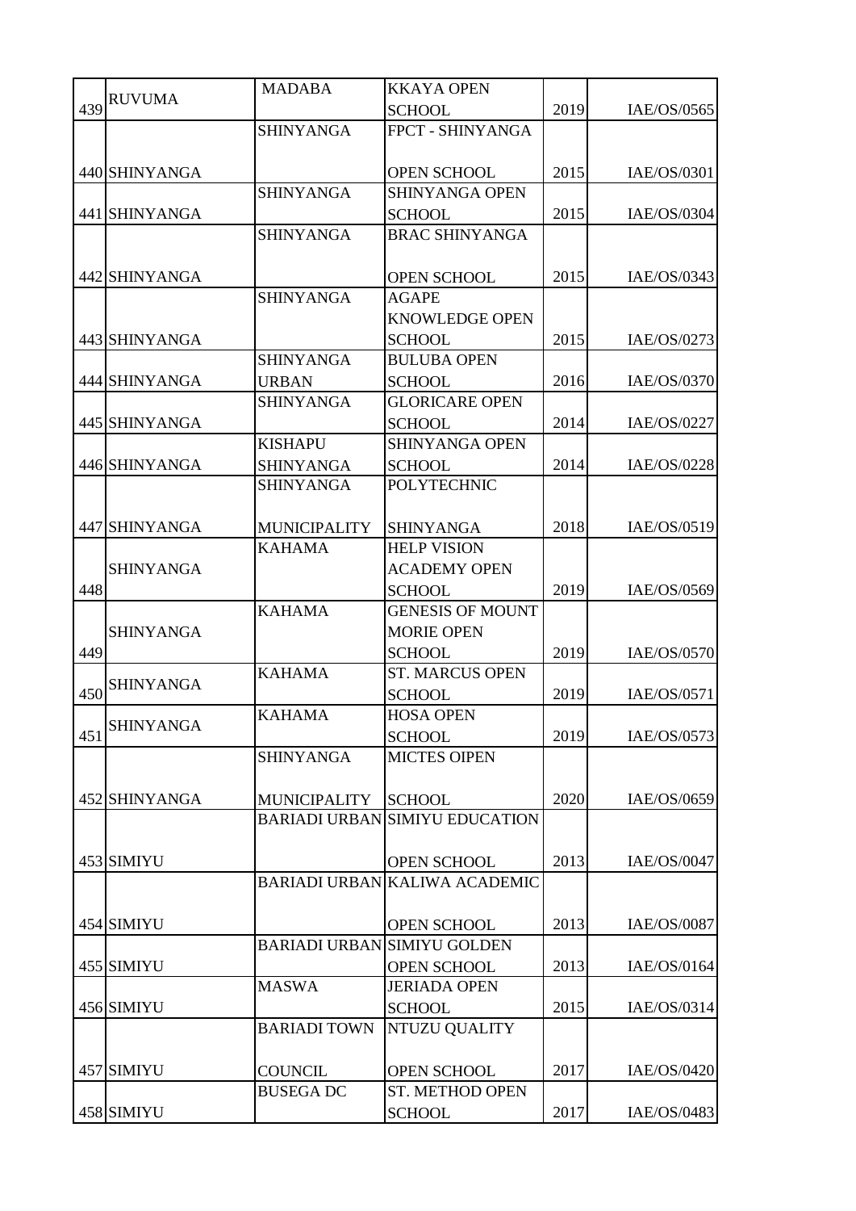| 439 | RUVUMA | MADABA | KKAYA OPEN SCHOOL | 2019 | IAE/OS/0565 |
|---|---|---|---|---|---|
| 440 | SHINYANGA | SHINYANGA | FPCT - SHINYANGA OPEN SCHOOL | 2015 | IAE/OS/0301 |
| 441 | SHINYANGA | SHINYANGA | SHINYANGA OPEN SCHOOL | 2015 | IAE/OS/0304 |
| 442 | SHINYANGA | SHINYANGA | BRAC SHINYANGA OPEN SCHOOL | 2015 | IAE/OS/0343 |
| 443 | SHINYANGA | SHINYANGA | AGAPE KNOWLEDGE OPEN SCHOOL | 2015 | IAE/OS/0273 |
| 444 | SHINYANGA | SHINYANGA URBAN | BULUBA OPEN SCHOOL | 2016 | IAE/OS/0370 |
| 445 | SHINYANGA | SHINYANGA | GLORICARE OPEN SCHOOL | 2014 | IAE/OS/0227 |
| 446 | SHINYANGA | KISHAPU SHINYANGA | SHINYANGA OPEN SCHOOL | 2014 | IAE/OS/0228 |
| 447 | SHINYANGA | SHINYANGA MUNICIPALITY | POLYTECHNIC SHINYANGA | 2018 | IAE/OS/0519 |
| 448 | SHINYANGA | KAHAMA | HELP VISION ACADEMY OPEN SCHOOL | 2019 | IAE/OS/0569 |
| 449 | SHINYANGA | KAHAMA | GENESIS OF MOUNT MORIE OPEN SCHOOL | 2019 | IAE/OS/0570 |
| 450 | SHINYANGA | KAHAMA | ST. MARCUS OPEN SCHOOL | 2019 | IAE/OS/0571 |
| 451 | SHINYANGA | KAHAMA | HOSA OPEN SCHOOL | 2019 | IAE/OS/0573 |
| 452 | SHINYANGA | SHINYANGA MUNICIPALITY | MICTES OIPEN SCHOOL | 2020 | IAE/OS/0659 |
| 453 | SIMIYU | BARIADI URBAN | SIMIYU EDUCATION OPEN SCHOOL | 2013 | IAE/OS/0047 |
| 454 | SIMIYU | BARIADI URBAN | KALIWA ACADEMIC OPEN SCHOOL | 2013 | IAE/OS/0087 |
| 455 | SIMIYU | BARIADI URBAN | SIMIYU GOLDEN OPEN SCHOOL | 2013 | IAE/OS/0164 |
| 456 | SIMIYU | MASWA | JERIADA OPEN SCHOOL | 2015 | IAE/OS/0314 |
| 457 | SIMIYU | BARIADI TOWN COUNCIL | NTUZU QUALITY OPEN SCHOOL | 2017 | IAE/OS/0420 |
| 458 | SIMIYU | BUSEGA DC | ST. METHOD OPEN SCHOOL | 2017 | IAE/OS/0483 |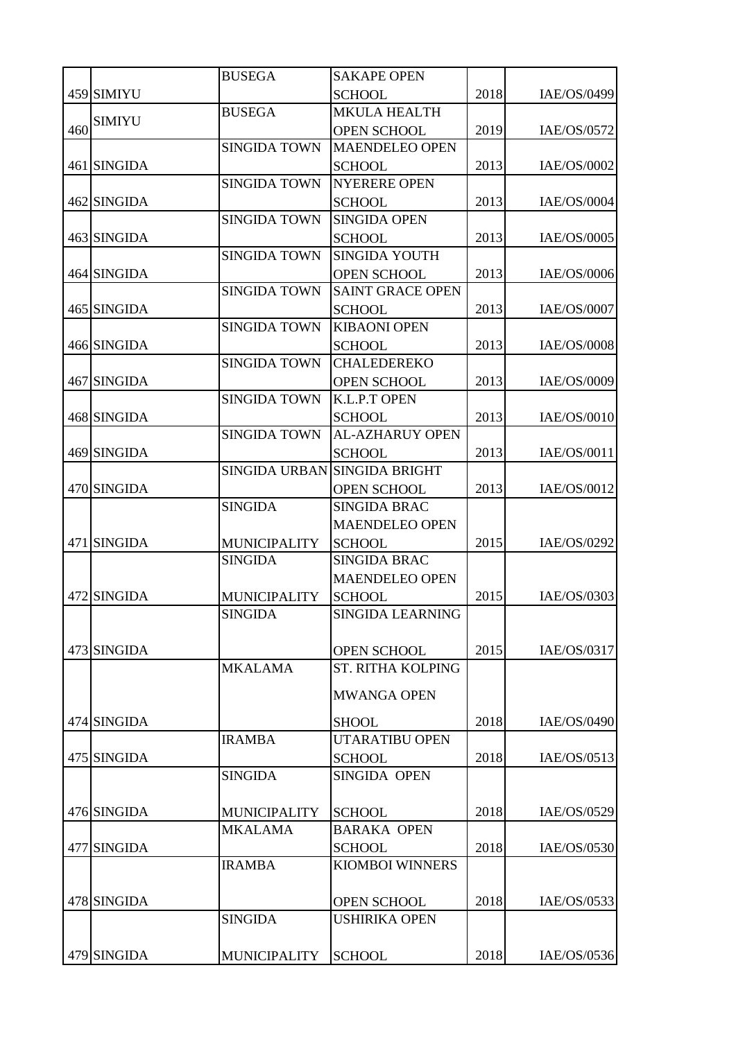| | | | | | |
|---|---|---|---|---|---|
| 459 | SIMIYU | BUSEGA | SAKAPE OPEN SCHOOL | 2018 | IAE/OS/0499 |
| 460 | SIMIYU | BUSEGA | MKULA HEALTH OPEN SCHOOL | 2019 | IAE/OS/0572 |
| 461 | SINGIDA | SINGIDA TOWN | MAENDELEO OPEN SCHOOL | 2013 | IAE/OS/0002 |
| 462 | SINGIDA | SINGIDA TOWN | NYERERE OPEN SCHOOL | 2013 | IAE/OS/0004 |
| 463 | SINGIDA | SINGIDA TOWN | SINGIDA OPEN SCHOOL | 2013 | IAE/OS/0005 |
| 464 | SINGIDA | SINGIDA TOWN | SINGIDA YOUTH OPEN SCHOOL | 2013 | IAE/OS/0006 |
| 465 | SINGIDA | SINGIDA TOWN | SAINT GRACE OPEN SCHOOL | 2013 | IAE/OS/0007 |
| 466 | SINGIDA | SINGIDA TOWN | KIBAONI OPEN SCHOOL | 2013 | IAE/OS/0008 |
| 467 | SINGIDA | SINGIDA TOWN | CHALEDEREKO OPEN SCHOOL | 2013 | IAE/OS/0009 |
| 468 | SINGIDA | SINGIDA TOWN | K.L.P.T OPEN SCHOOL | 2013 | IAE/OS/0010 |
| 469 | SINGIDA | SINGIDA TOWN | AL-AZHARUY OPEN SCHOOL | 2013 | IAE/OS/0011 |
| 470 | SINGIDA | SINGIDA URBAN | SINGIDA BRIGHT OPEN SCHOOL | 2013 | IAE/OS/0012 |
| 471 | SINGIDA | SINGIDA MUNICIPALITY | SINGIDA BRAC MAENDELEO OPEN SCHOOL | 2015 | IAE/OS/0292 |
| 472 | SINGIDA | SINGIDA MUNICIPALITY | SINGIDA BRAC MAENDELEO OPEN SCHOOL | 2015 | IAE/OS/0303 |
| 473 | SINGIDA | SINGIDA | SINGIDA LEARNING OPEN SCHOOL | 2015 | IAE/OS/0317 |
| 474 | SINGIDA | MKALAMA | ST. RITHA KOLPING MWANGA OPEN SHOOL | 2018 | IAE/OS/0490 |
| 475 | SINGIDA | IRAMBA | UTARATIBU OPEN SCHOOL | 2018 | IAE/OS/0513 |
| 476 | SINGIDA | SINGIDA MUNICIPALITY | SINGIDA OPEN SCHOOL | 2018 | IAE/OS/0529 |
| 477 | SINGIDA | MKALAMA | BARAKA OPEN SCHOOL | 2018 | IAE/OS/0530 |
| 478 | SINGIDA | IRAMBA | KIOMBOI WINNERS OPEN SCHOOL | 2018 | IAE/OS/0533 |
| 479 | SINGIDA | SINGIDA MUNICIPALITY | USHIRIKA OPEN SCHOOL | 2018 | IAE/OS/0536 |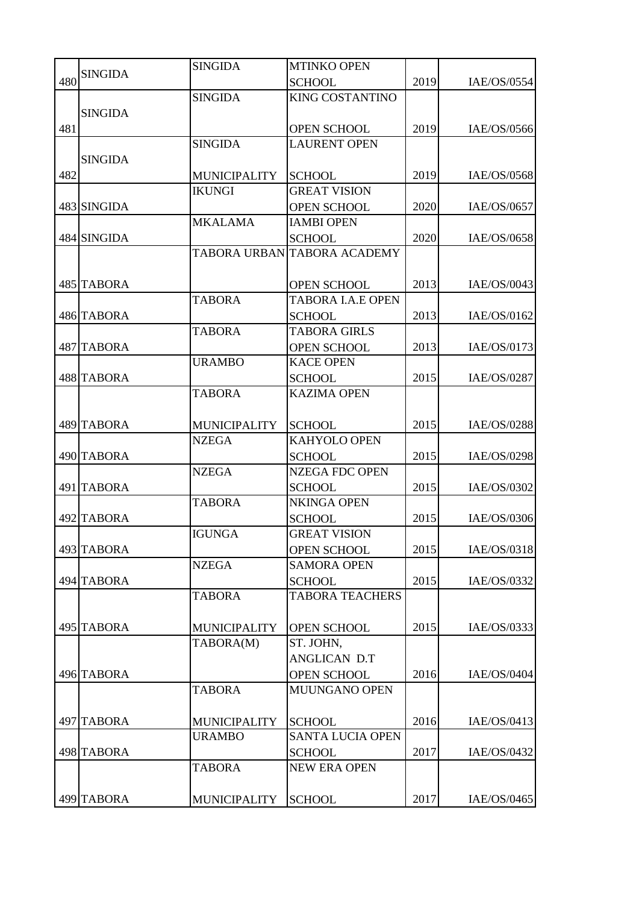| | | | | | |
|---|---|---|---|---|---|
| 480 | SINGIDA | SINGIDA | MTINKO OPEN SCHOOL | 2019 | IAE/OS/0554 |
| 481 | SINGIDA | SINGIDA | KING COSTANTINO OPEN SCHOOL | 2019 | IAE/OS/0566 |
| 482 | SINGIDA | SINGIDA MUNICIPALITY | LAURENT OPEN SCHOOL | 2019 | IAE/OS/0568 |
| 483 | SINGIDA | IKUNGI | GREAT VISION OPEN SCHOOL | 2020 | IAE/OS/0657 |
| 484 | SINGIDA | MKALAMA | IAMBI OPEN SCHOOL | 2020 | IAE/OS/0658 |
| 485 | TABORA | TABORA URBAN | TABORA ACADEMY OPEN SCHOOL | 2013 | IAE/OS/0043 |
| 486 | TABORA | TABORA | TABORA I.A.E OPEN SCHOOL | 2013 | IAE/OS/0162 |
| 487 | TABORA | TABORA | TABORA GIRLS OPEN SCHOOL | 2013 | IAE/OS/0173 |
| 488 | TABORA | URAMBO | KACE OPEN SCHOOL | 2015 | IAE/OS/0287 |
| 489 | TABORA | TABORA MUNICIPALITY | KAZIMA OPEN SCHOOL | 2015 | IAE/OS/0288 |
| 490 | TABORA | NZEGA | KAHYOLO OPEN SCHOOL | 2015 | IAE/OS/0298 |
| 491 | TABORA | NZEGA | NZEGA FDC OPEN SCHOOL | 2015 | IAE/OS/0302 |
| 492 | TABORA | TABORA | NKINGA OPEN SCHOOL | 2015 | IAE/OS/0306 |
| 493 | TABORA | IGUNGA | GREAT VISION OPEN SCHOOL | 2015 | IAE/OS/0318 |
| 494 | TABORA | NZEGA | SAMORA OPEN SCHOOL | 2015 | IAE/OS/0332 |
| 495 | TABORA | TABORA MUNICIPALITY | TABORA TEACHERS OPEN SCHOOL | 2015 | IAE/OS/0333 |
| 496 | TABORA | TABORA(M) | ST. JOHN, ANGLICAN D.T OPEN SCHOOL | 2016 | IAE/OS/0404 |
| 497 | TABORA | TABORA MUNICIPALITY | MUUNGANO OPEN SCHOOL | 2016 | IAE/OS/0413 |
| 498 | TABORA | URAMBO | SANTA LUCIA OPEN SCHOOL | 2017 | IAE/OS/0432 |
| 499 | TABORA | TABORA MUNICIPALITY | NEW ERA OPEN SCHOOL | 2017 | IAE/OS/0465 |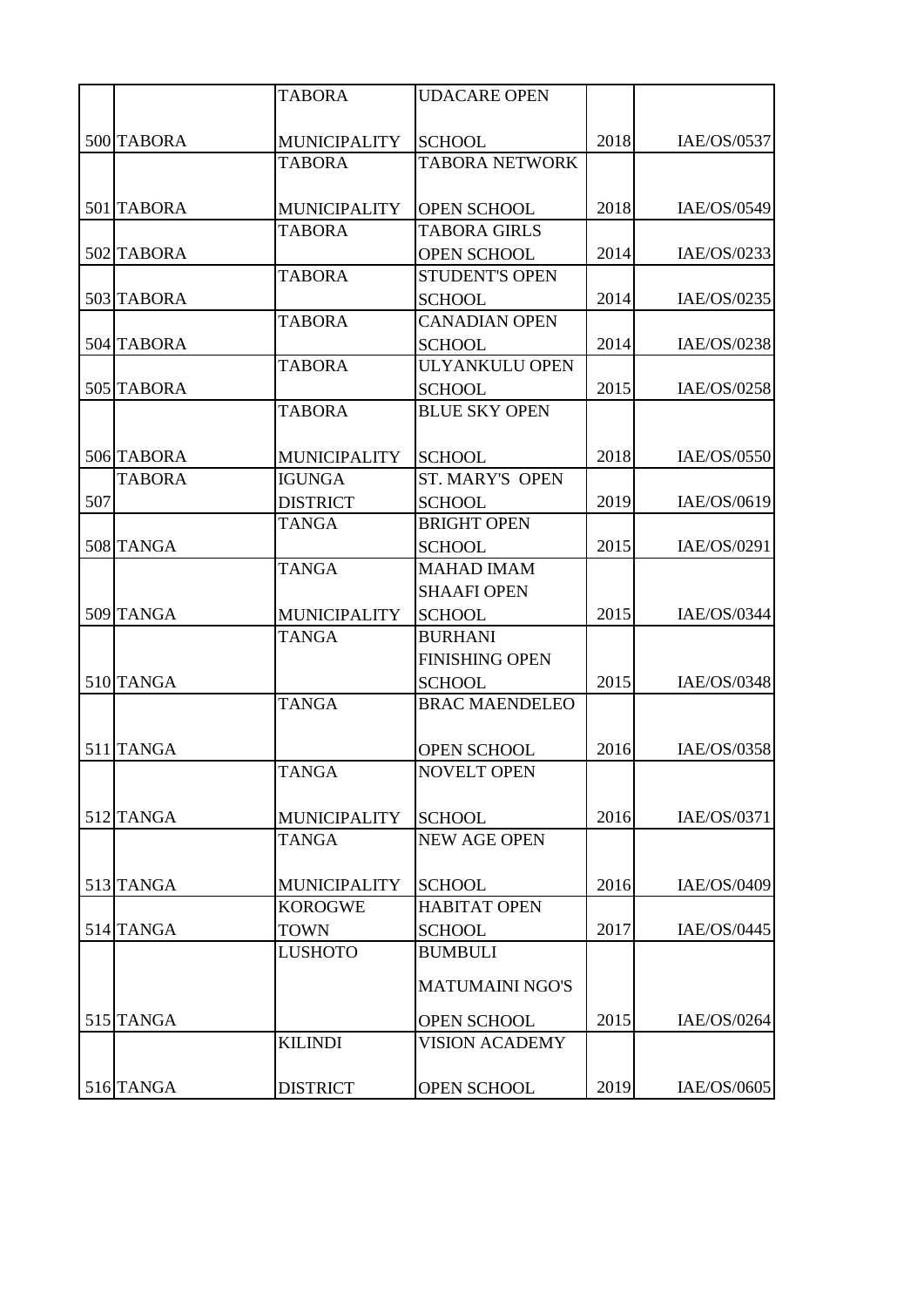| | | | | | |
|---|---|---|---|---|---|
| 500 | TABORA | TABORA MUNICIPALITY | UDACARE OPEN SCHOOL | 2018 | IAE/OS/0537 |
| 501 | TABORA | TABORA MUNICIPALITY | TABORA NETWORK OPEN SCHOOL | 2018 | IAE/OS/0549 |
| 502 | TABORA | TABORA | TABORA GIRLS OPEN SCHOOL | 2014 | IAE/OS/0233 |
| 503 | TABORA | TABORA | STUDENT'S OPEN SCHOOL | 2014 | IAE/OS/0235 |
| 504 | TABORA | TABORA | CANADIAN OPEN SCHOOL | 2014 | IAE/OS/0238 |
| 505 | TABORA | TABORA | ULYANKULU OPEN SCHOOL | 2015 | IAE/OS/0258 |
| 506 | TABORA | TABORA MUNICIPALITY | BLUE SKY OPEN SCHOOL | 2018 | IAE/OS/0550 |
| 507 | TABORA | IGUNGA DISTRICT | ST. MARY'S OPEN SCHOOL | 2019 | IAE/OS/0619 |
| 508 | TANGA | TANGA | BRIGHT OPEN SCHOOL | 2015 | IAE/OS/0291 |
| 509 | TANGA | TANGA MUNICIPALITY | MAHAD IMAM SHAAFI OPEN SCHOOL | 2015 | IAE/OS/0344 |
| 510 | TANGA | TANGA | BURHANI FINISHING OPEN SCHOOL | 2015 | IAE/OS/0348 |
| 511 | TANGA | TANGA | BRAC MAENDELEO OPEN SCHOOL | 2016 | IAE/OS/0358 |
| 512 | TANGA | TANGA MUNICIPALITY | NOVELT OPEN SCHOOL | 2016 | IAE/OS/0371 |
| 513 | TANGA | TANGA MUNICIPALITY | NEW AGE OPEN SCHOOL | 2016 | IAE/OS/0409 |
| 514 | TANGA | KOROGWE TOWN | HABITAT OPEN SCHOOL | 2017 | IAE/OS/0445 |
| 515 | TANGA | LUSHOTO | BUMBULI MATUMAINI NGO'S OPEN SCHOOL | 2015 | IAE/OS/0264 |
| 516 | TANGA | KILINDI DISTRICT | VISION ACADEMY OPEN SCHOOL | 2019 | IAE/OS/0605 |